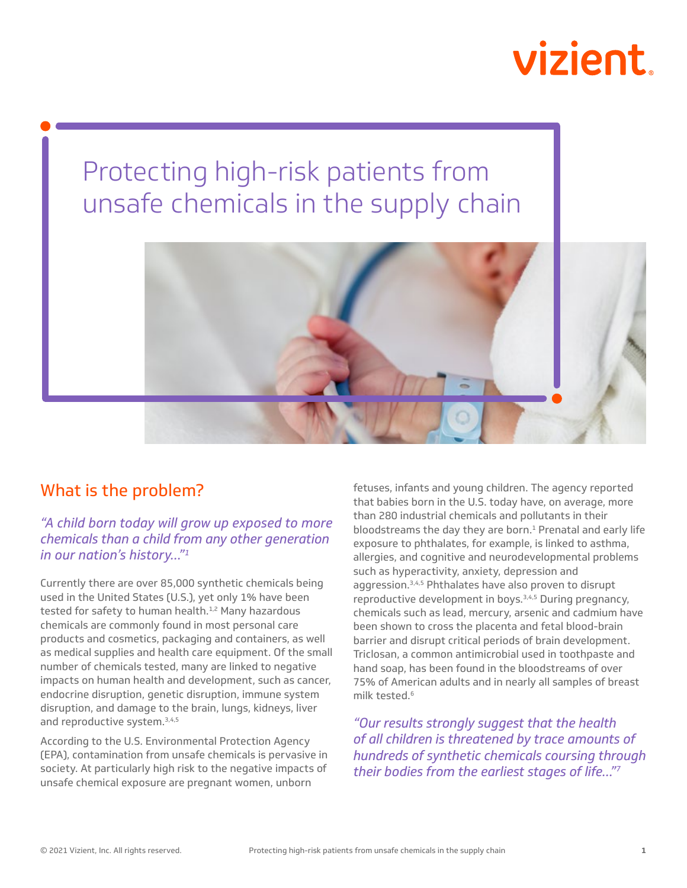vizient.

# Protecting high-risk patients from unsafe chemicals in the supply chain

## What is the problem?

*"A child born today will grow up exposed to more chemicals than a child from any other generation in our nation's history..."[1]*

Currently there are over 85,000 synthetic chemicals being used in the United States (U.S.), yet only 1% have been tested for safety to human health.[1,2] Many hazardous chemicals are commonly found in most personal care products and cosmetics, packaging and containers, as well as medical supplies and health care equipment. Of the small number of chemicals tested, many are linked to negative impacts on human health and development, such as cancer, endocrine disruption, genetic disruption, immune system disruption, and damage to the brain, lungs, kidneys, liver and reproductive system.[3,4,5]

According to the U.S. Environmental Protection Agency (EPA), contamination from unsafe chemicals is pervasive in society. At particularly high risk to the negative impacts of unsafe chemical exposure are pregnant women, unborn fetuses, infants and young children. The agency reported that babies born in the U.S. today have, on average, more than 280 industrial chemicals and pollutants in their bloodstreams the day they are born.[1] Prenatal and early life exposure to phthalates, for example, is linked to asthma, allergies, and cognitive and neurodevelopmental problems such as hyperactivity, anxiety, depression and aggression.[3,4,5] Phthalates have also proven to disrupt reproductive development in boys.[3,4,5] During pregnancy, chemicals such as lead, mercury, arsenic and cadmium have been shown to cross the placenta and fetal blood-brain barrier and disrupt critical periods of brain development. Triclosan, a common antimicrobial used in toothpaste and hand soap, has been found in the bloodstreams of over 75% of American adults and in nearly all samples of breast milk tested.[6]

*"Our results strongly suggest that the health of all children is threatened by trace amounts of hundreds of synthetic chemicals coursing through their bodies from the earliest stages of life..."[7]*

© 2021 Vizient, Inc. All rights reserved.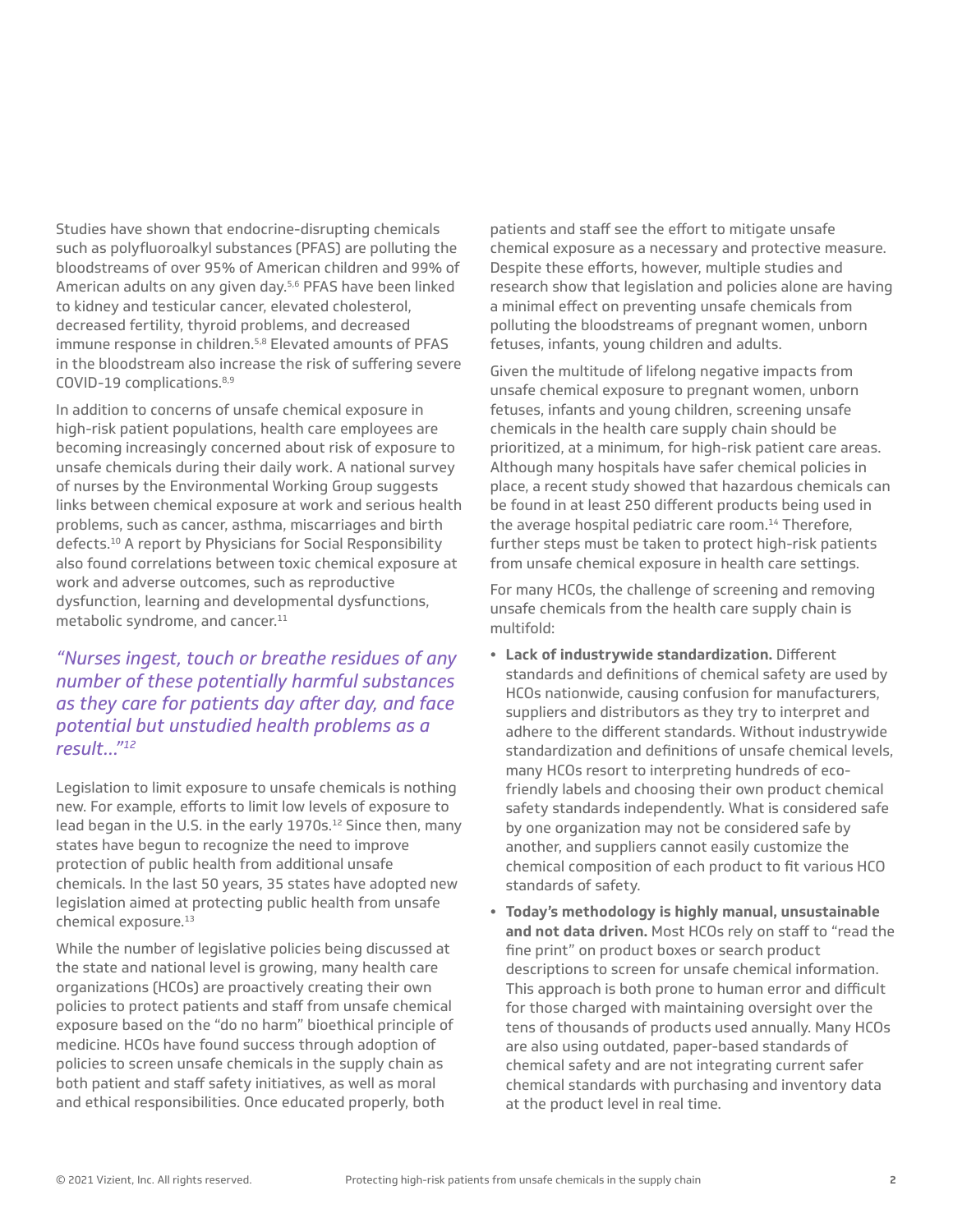Studies have shown that endocrine-disrupting chemicals such as polyfluoroalkyl substances (PFAS) are polluting the bloodstreams of over 95% of American children and 99% of American adults on any given day.[5,6] PFAS have been linked to kidney and testicular cancer, elevated cholesterol, decreased fertility, thyroid problems, and decreased immune response in children.[5,8] Elevated amounts of PFAS in the bloodstream also increase the risk of suffering severe COVID-19 complications.[8,9]

In addition to concerns of unsafe chemical exposure in high-risk patient populations, health care employees are becoming increasingly concerned about risk of exposure to unsafe chemicals during their daily work. A national survey of nurses by the Environmental Working Group suggests links between chemical exposure at work and serious health problems, such as cancer, asthma, miscarriages and birth defects.[10] A report by Physicians for Social Responsibility also found correlations between toxic chemical exposure at work and adverse outcomes, such as reproductive dysfunction, learning and developmental dysfunctions, metabolic syndrome, and cancer.[11]

> *"Nurses ingest, touch or breathe residues of any number of these potentially harmful substances as they care for patients day after day, and face potential but unstudied health problems as a result..."[12]*

Legislation to limit exposure to unsafe chemicals is nothing new. For example, efforts to limit low levels of exposure to lead began in the U.S. in the early 1970s.[12] Since then, many states have begun to recognize the need to improve protection of public health from additional unsafe chemicals. In the last 50 years, 35 states have adopted new legislation aimed at protecting public health from unsafe chemical exposure.[13]

While the number of legislative policies being discussed at the state and national level is growing, many health care organizations (HCOs) are proactively creating their own policies to protect patients and staff from unsafe chemical exposure based on the "do no harm" bioethical principle of medicine. HCOs have found success through adoption of policies to screen unsafe chemicals in the supply chain as both patient and staff safety initiatives, as well as moral and ethical responsibilities. Once educated properly, both patients and staff see the effort to mitigate unsafe chemical exposure as a necessary and protective measure. Despite these efforts, however, multiple studies and research show that legislation and policies alone are having a minimal effect on preventing unsafe chemicals from polluting the bloodstreams of pregnant women, unborn fetuses, infants, young children and adults.

Given the multitude of lifelong negative impacts from unsafe chemical exposure to pregnant women, unborn fetuses, infants and young children, screening unsafe chemicals in the health care supply chain should be prioritized, at a minimum, for high-risk patient care areas. Although many hospitals have safer chemical policies in place, a recent study showed that hazardous chemicals can be found in at least 250 different products being used in the average hospital pediatric care room.[14] Therefore, further steps must be taken to protect high-risk patients from unsafe chemical exposure in health care settings.

For many HCOs, the challenge of screening and removing unsafe chemicals from the health care supply chain is multifold:

- **Lack of industrywide standardization.** Different standards and definitions of chemical safety are used by HCOs nationwide, causing confusion for manufacturers, suppliers and distributors as they try to interpret and adhere to the different standards. Without industrywide standardization and definitions of unsafe chemical levels, many HCOs resort to interpreting hundreds of eco-friendly labels and choosing their own product chemical safety standards independently. What is considered safe by one organization may not be considered safe by another, and suppliers cannot easily customize the chemical composition of each product to fit various HCO standards of safety.
- **Today's methodology is highly manual, unsustainable and not data driven.** Most HCOs rely on staff to "read the fine print" on product boxes or search product descriptions to screen for unsafe chemical information. This approach is both prone to human error and difficult for those charged with maintaining oversight over the tens of thousands of products used annually. Many HCOs are also using outdated, paper-based standards of chemical safety and are not integrating current safer chemical standards with purchasing and inventory data at the product level in real time.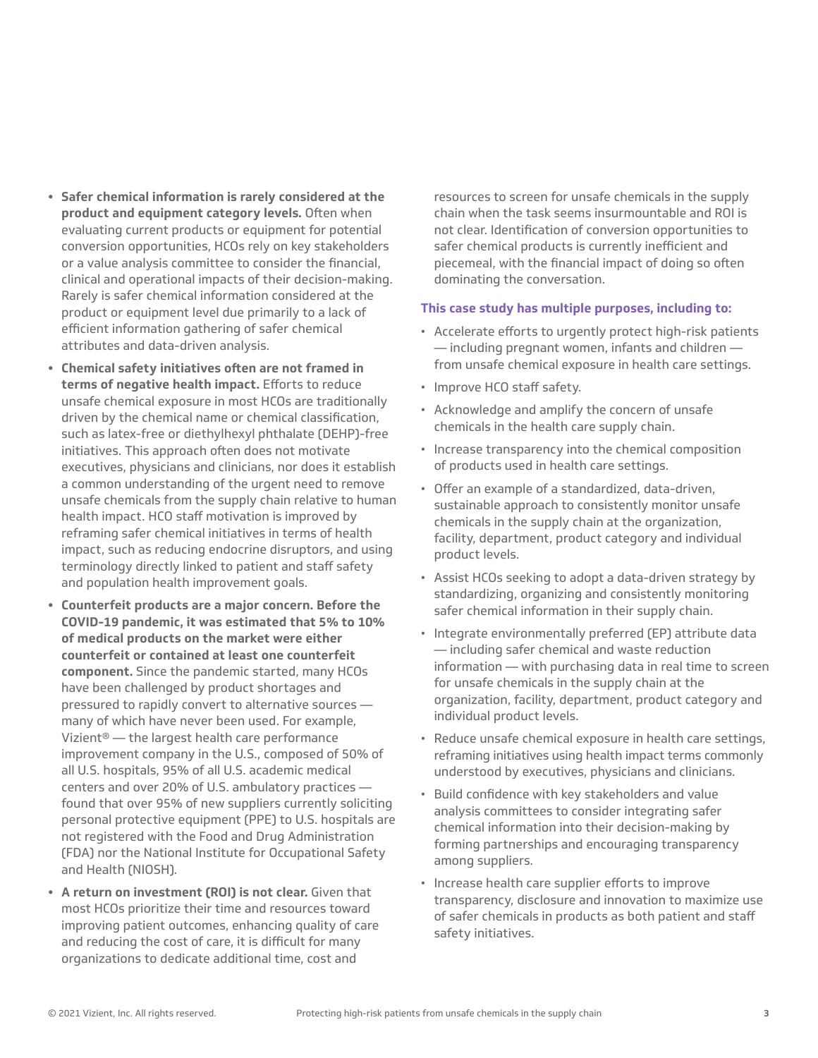- **Safer chemical information is rarely considered at the product and equipment category levels.** Often when evaluating current products or equipment for potential conversion opportunities, HCOs rely on key stakeholders or a value analysis committee to consider the financial, clinical and operational impacts of their decision-making. Rarely is safer chemical information considered at the product or equipment level due primarily to a lack of efficient information gathering of safer chemical attributes and data-driven analysis.
- **Chemical safety initiatives often are not framed in terms of negative health impact.** Efforts to reduce unsafe chemical exposure in most HCOs are traditionally driven by the chemical name or chemical classification, such as latex-free or diethylhexyl phthalate (DEHP)-free initiatives. This approach often does not motivate executives, physicians and clinicians, nor does it establish a common understanding of the urgent need to remove unsafe chemicals from the supply chain relative to human health impact. HCO staff motivation is improved by reframing safer chemical initiatives in terms of health impact, such as reducing endocrine disruptors, and using terminology directly linked to patient and staff safety and population health improvement goals.
- **Counterfeit products are a major concern. Before the COVID-19 pandemic, it was estimated that 5% to 10% of medical products on the market were either counterfeit or contained at least one counterfeit component.** Since the pandemic started, many HCOs have been challenged by product shortages and pressured to rapidly convert to alternative sources — many of which have never been used. For example, Vizient® — the largest health care performance improvement company in the U.S., composed of 50% of all U.S. hospitals, 95% of all U.S. academic medical centers and over 20% of U.S. ambulatory practices — found that over 95% of new suppliers currently soliciting personal protective equipment (PPE) to U.S. hospitals are not registered with the Food and Drug Administration (FDA) nor the National Institute for Occupational Safety and Health (NIOSH).
- **A return on investment (ROI) is not clear.** Given that most HCOs prioritize their time and resources toward improving patient outcomes, enhancing quality of care and reducing the cost of care, it is difficult for many organizations to dedicate additional time, cost and resources to screen for unsafe chemicals in the supply chain when the task seems insurmountable and ROI is not clear. Identification of conversion opportunities to safer chemical products is currently inefficient and piecemeal, with the financial impact of doing so often dominating the conversation.

**This case study has multiple purposes, including to:**

- Accelerate efforts to urgently protect high-risk patients — including pregnant women, infants and children — from unsafe chemical exposure in health care settings.
- Improve HCO staff safety.
- Acknowledge and amplify the concern of unsafe chemicals in the health care supply chain.
- Increase transparency into the chemical composition of products used in health care settings.
- Offer an example of a standardized, data-driven, sustainable approach to consistently monitor unsafe chemicals in the supply chain at the organization, facility, department, product category and individual product levels.
- Assist HCOs seeking to adopt a data-driven strategy by standardizing, organizing and consistently monitoring safer chemical information in their supply chain.
- Integrate environmentally preferred (EP) attribute data — including safer chemical and waste reduction information — with purchasing data in real time to screen for unsafe chemicals in the supply chain at the organization, facility, department, product category and individual product levels.
- Reduce unsafe chemical exposure in health care settings, reframing initiatives using health impact terms commonly understood by executives, physicians and clinicians.
- Build confidence with key stakeholders and value analysis committees to consider integrating safer chemical information into their decision-making by forming partnerships and encouraging transparency among suppliers.
- Increase health care supplier efforts to improve transparency, disclosure and innovation to maximize use of safer chemicals in products as both patient and staff safety initiatives.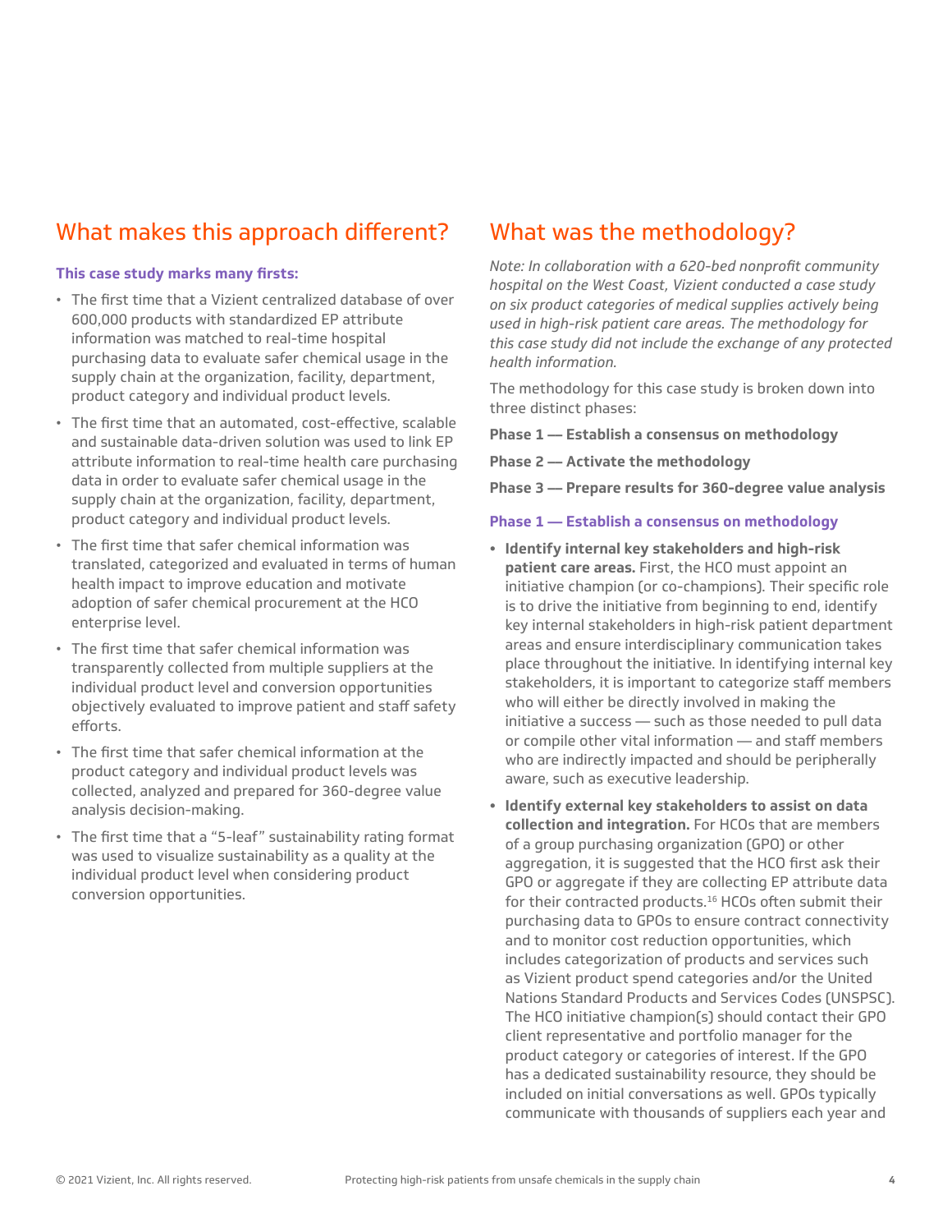## What makes this approach different?

**This case study marks many firsts:**

- The first time that a Vizient centralized database of over 600,000 products with standardized EP attribute information was matched to real-time hospital purchasing data to evaluate safer chemical usage in the supply chain at the organization, facility, department, product category and individual product levels.
- The first time that an automated, cost-effective, scalable and sustainable data-driven solution was used to link EP attribute information to real-time health care purchasing data in order to evaluate safer chemical usage in the supply chain at the organization, facility, department, product category and individual product levels.
- The first time that safer chemical information was translated, categorized and evaluated in terms of human health impact to improve education and motivate adoption of safer chemical procurement at the HCO enterprise level.
- The first time that safer chemical information was transparently collected from multiple suppliers at the individual product level and conversion opportunities objectively evaluated to improve patient and staff safety efforts.
- The first time that safer chemical information at the product category and individual product levels was collected, analyzed and prepared for 360-degree value analysis decision-making.
- The first time that a "5-leaf" sustainability rating format was used to visualize sustainability as a quality at the individual product level when considering product conversion opportunities.

## What was the methodology?

*Note: In collaboration with a 620-bed nonprofit community hospital on the West Coast, Vizient conducted a case study on six product categories of medical supplies actively being used in high-risk patient care areas. The methodology for this case study did not include the exchange of any protected health information.*

The methodology for this case study is broken down into three distinct phases:

**Phase 1 — Establish a consensus on methodology**

**Phase 2 — Activate the methodology**

**Phase 3 — Prepare results for 360-degree value analysis**

### Phase 1 — Establish a consensus on methodology

- **Identify internal key stakeholders and high-risk patient care areas.** First, the HCO must appoint an initiative champion (or co-champions). Their specific role is to drive the initiative from beginning to end, identify key internal stakeholders in high-risk patient department areas and ensure interdisciplinary communication takes place throughout the initiative. In identifying internal key stakeholders, it is important to categorize staff members who will either be directly involved in making the initiative a success — such as those needed to pull data or compile other vital information — and staff members who are indirectly impacted and should be peripherally aware, such as executive leadership.
- **Identify external key stakeholders to assist on data collection and integration.** For HCOs that are members of a group purchasing organization (GPO) or other aggregation, it is suggested that the HCO first ask their GPO or aggregate if they are collecting EP attribute data for their contracted products.[16] HCOs often submit their purchasing data to GPOs to ensure contract connectivity and to monitor cost reduction opportunities, which includes categorization of products and services such as Vizient product spend categories and/or the United Nations Standard Products and Services Codes (UNSPSC). The HCO initiative champion(s) should contact their GPO client representative and portfolio manager for the product category or categories of interest. If the GPO has a dedicated sustainability resource, they should be included on initial conversations as well. GPOs typically communicate with thousands of suppliers each year and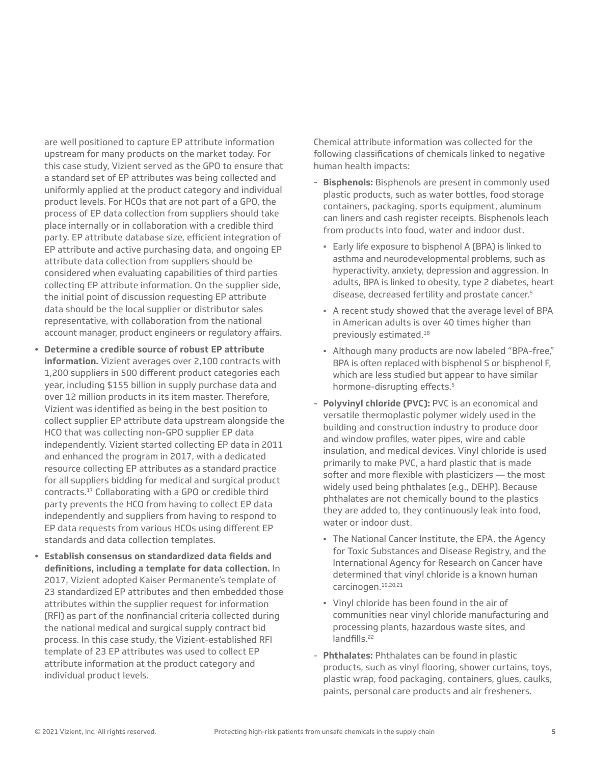are well positioned to capture EP attribute information upstream for many products on the market today. For this case study, Vizient served as the GPO to ensure that a standard set of EP attributes was being collected and uniformly applied at the product category and individual product levels. For HCOs that are not part of a GPO, the process of EP data collection from suppliers should take place internally or in collaboration with a credible third party. EP attribute database size, efficient integration of EP attribute and active purchasing data, and ongoing EP attribute data collection from suppliers should be considered when evaluating capabilities of third parties collecting EP attribute information. On the supplier side, the initial point of discussion requesting EP attribute data should be the local supplier or distributor sales representative, with collaboration from the national account manager, product engineers or regulatory affairs.

- **Determine a credible source of robust EP attribute information.** Vizient averages over 2,100 contracts with 1,200 suppliers in 500 different product categories each year, including $155 billion in supply purchase data and over 12 million products in its item master. Therefore, Vizient was identified as being in the best position to collect supplier EP attribute data upstream alongside the HCO that was collecting non-GPO supplier EP data independently. Vizient started collecting EP data in 2011 and enhanced the program in 2017, with a dedicated resource collecting EP attributes as a standard practice for all suppliers bidding for medical and surgical product contracts.[17] Collaborating with a GPO or credible third party prevents the HCO from having to collect EP data independently and suppliers from having to respond to EP data requests from various HCOs using different EP standards and data collection templates.
- **Establish consensus on standardized data fields and definitions, including a template for data collection.** In 2017, Vizient adopted Kaiser Permanente's template of 23 standardized EP attributes and then embedded those attributes within the supplier request for information (RFI) as part of the nonfinancial criteria collected during the national medical and surgical supply contract bid process. In this case study, the Vizient-established RFI template of 23 EP attributes was used to collect EP attribute information at the product category and individual product levels.

Chemical attribute information was collected for the following classifications of chemicals linked to negative human health impacts:

- **Bisphenols:** Bisphenols are present in commonly used plastic products, such as water bottles, food storage containers, packaging, sports equipment, aluminum can liners and cash register receipts. Bisphenols leach from products into food, water and indoor dust.
  - Early life exposure to bisphenol A (BPA) is linked to asthma and neurodevelopmental problems, such as hyperactivity, anxiety, depression and aggression. In adults, BPA is linked to obesity, type 2 diabetes, heart disease, decreased fertility and prostate cancer.[5]
  - A recent study showed that the average level of BPA in American adults is over 40 times higher than previously estimated.[18]
  - Although many products are now labeled "BPA-free," BPA is often replaced with bisphenol S or bisphenol F, which are less studied but appear to have similar hormone-disrupting effects.[5]
- **Polyvinyl chloride (PVC):** PVC is an economical and versatile thermoplastic polymer widely used in the building and construction industry to produce door and window profiles, water pipes, wire and cable insulation, and medical devices. Vinyl chloride is used primarily to make PVC, a hard plastic that is made softer and more flexible with plasticizers — the most widely used being phthalates (e.g., DEHP). Because phthalates are not chemically bound to the plastics they are added to, they continuously leak into food, water or indoor dust.
  - The National Cancer Institute, the EPA, the Agency for Toxic Substances and Disease Registry, and the International Agency for Research on Cancer have determined that vinyl chloride is a known human carcinogen.[19,20,21]
  - Vinyl chloride has been found in the air of communities near vinyl chloride manufacturing and processing plants, hazardous waste sites, and landfills.[22]
- **Phthalates:** Phthalates can be found in plastic products, such as vinyl flooring, shower curtains, toys, plastic wrap, food packaging, containers, glues, caulks, paints, personal care products and air fresheners.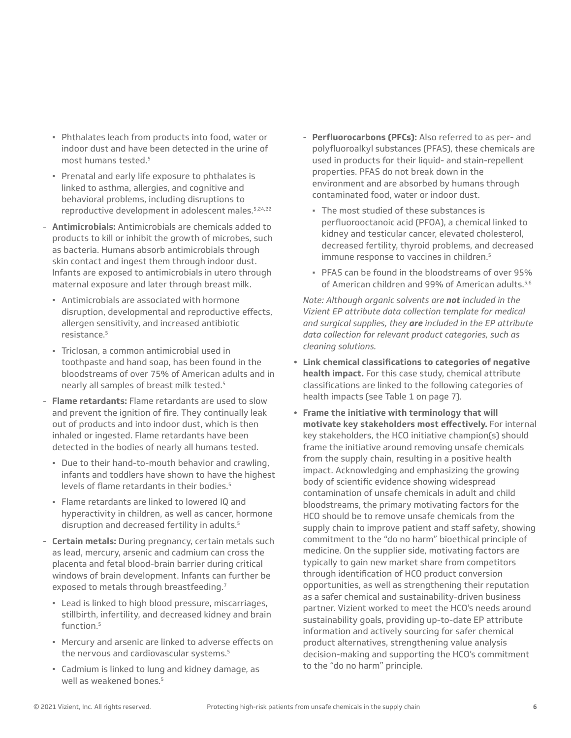- Phthalates leach from products into food, water or indoor dust and have been detected in the urine of most humans tested.[5]
    - Prenatal and early life exposure to phthalates is linked to asthma, allergies, and cognitive and behavioral problems, including disruptions to reproductive development in adolescent males.[5,24,22]
  - **Antimicrobials:** Antimicrobials are chemicals added to products to kill or inhibit the growth of microbes, such as bacteria. Humans absorb antimicrobials through skin contact and ingest them through indoor dust. Infants are exposed to antimicrobials in utero through maternal exposure and later through breast milk.
    - Antimicrobials are associated with hormone disruption, developmental and reproductive effects, allergen sensitivity, and increased antibiotic resistance.[5]
    - Triclosan, a common antimicrobial used in toothpaste and hand soap, has been found in the bloodstreams of over 75% of American adults and in nearly all samples of breast milk tested.[5]
  - **Flame retardants:** Flame retardants are used to slow and prevent the ignition of fire. They continually leak out of products and into indoor dust, which is then inhaled or ingested. Flame retardants have been detected in the bodies of nearly all humans tested.
    - Due to their hand-to-mouth behavior and crawling, infants and toddlers have shown to have the highest levels of flame retardants in their bodies.[5]
    - Flame retardants are linked to lowered IQ and hyperactivity in children, as well as cancer, hormone disruption and decreased fertility in adults.[5]
  - **Certain metals:** During pregnancy, certain metals such as lead, mercury, arsenic and cadmium can cross the placenta and fetal blood-brain barrier during critical windows of brain development. Infants can further be exposed to metals through breastfeeding.[7]
    - Lead is linked to high blood pressure, miscarriages, stillbirth, infertility, and decreased kidney and brain function.[5]
    - Mercury and arsenic are linked to adverse effects on the nervous and cardiovascular systems.[5]
    - Cadmium is linked to lung and kidney damage, as well as weakened bones.[5]
  - **Perfluorocarbons (PFCs):** Also referred to as per- and polyfluoroalkyl substances (PFAS), these chemicals are used in products for their liquid- and stain-repellent properties. PFAS do not break down in the environment and are absorbed by humans through contaminated food, water or indoor dust.
    - The most studied of these substances is perfluorooctanoic acid (PFOA), a chemical linked to kidney and testicular cancer, elevated cholesterol, decreased fertility, thyroid problems, and decreased immune response to vaccines in children.[5]
    - PFAS can be found in the bloodstreams of over 95% of American children and 99% of American adults.[5,6]

  *Note: Although organic solvents are **not** included in the Vizient EP attribute data collection template for medical and surgical supplies, they **are** included in the EP attribute data collection for relevant product categories, such as cleaning solutions.*

- **Link chemical classifications to categories of negative health impact.** For this case study, chemical attribute classifications are linked to the following categories of health impacts (see Table 1 on page 7).
- **Frame the initiative with terminology that will motivate key stakeholders most effectively.** For internal key stakeholders, the HCO initiative champion(s) should frame the initiative around removing unsafe chemicals from the supply chain, resulting in a positive health impact. Acknowledging and emphasizing the growing body of scientific evidence showing widespread contamination of unsafe chemicals in adult and child bloodstreams, the primary motivating factors for the HCO should be to remove unsafe chemicals from the supply chain to improve patient and staff safety, showing commitment to the "do no harm" bioethical principle of medicine. On the supplier side, motivating factors are typically to gain new market share from competitors through identification of HCO product conversion opportunities, as well as strengthening their reputation as a safer chemical and sustainability-driven business partner. Vizient worked to meet the HCO's needs around sustainability goals, providing up-to-date EP attribute information and actively sourcing for safer chemical product alternatives, strengthening value analysis decision-making and supporting the HCO's commitment to the "do no harm" principle.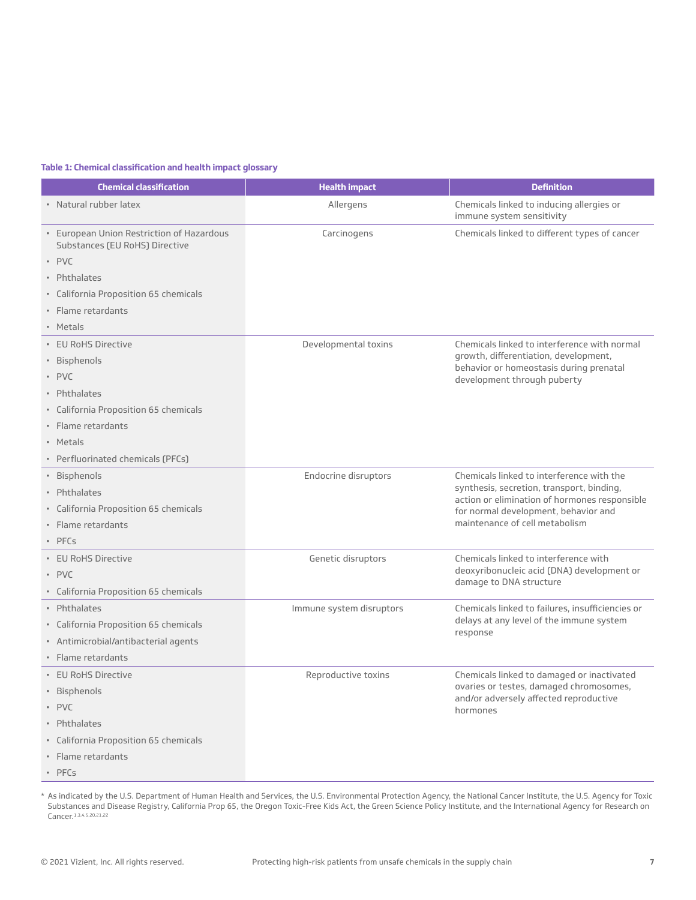**Table 1: Chemical classification and health impact glossary**

| Chemical classification | Health impact | Definition |
|---|---|---|
| • Natural rubber latex | Allergens | Chemicals linked to inducing allergies or immune system sensitivity |
| • European Union Restriction of Hazardous Substances (EU RoHS) Directive<br>• PVC<br>• Phthalates<br>• California Proposition 65 chemicals<br>• Flame retardants<br>• Metals | Carcinogens | Chemicals linked to different types of cancer |
| • EU RoHS Directive<br>• Bisphenols<br>• PVC<br>• Phthalates<br>• California Proposition 65 chemicals<br>• Flame retardants<br>• Metals<br>• Perfluorinated chemicals (PFCs) | Developmental toxins | Chemicals linked to interference with normal growth, differentiation, development, behavior or homeostasis during prenatal development through puberty |
| • Bisphenols<br>• Phthalates<br>• California Proposition 65 chemicals<br>• Flame retardants<br>• PFCs | Endocrine disruptors | Chemicals linked to interference with the synthesis, secretion, transport, binding, action or elimination of hormones responsible for normal development, behavior and maintenance of cell metabolism |
| • EU RoHS Directive<br>• PVC<br>• California Proposition 65 chemicals | Genetic disruptors | Chemicals linked to interference with deoxyribonucleic acid (DNA) development or damage to DNA structure |
| • Phthalates<br>• California Proposition 65 chemicals<br>• Antimicrobial/antibacterial agents<br>• Flame retardants | Immune system disruptors | Chemicals linked to failures, insufficiencies or delays at any level of the immune system response |
| • EU RoHS Directive<br>• Bisphenols<br>• PVC<br>• Phthalates<br>• California Proposition 65 chemicals<br>• Flame retardants<br>• PFCs | Reproductive toxins | Chemicals linked to damaged or inactivated ovaries or testes, damaged chromosomes, and/or adversely affected reproductive hormones |

* As indicated by the U.S. Department of Human Health and Services, the U.S. Environmental Protection Agency, the National Cancer Institute, the U.S. Agency for Toxic Substances and Disease Registry, California Prop 65, the Oregon Toxic-Free Kids Act, the Green Science Policy Institute, and the International Agency for Research on Cancer.[1,3,4,5,20,21,22]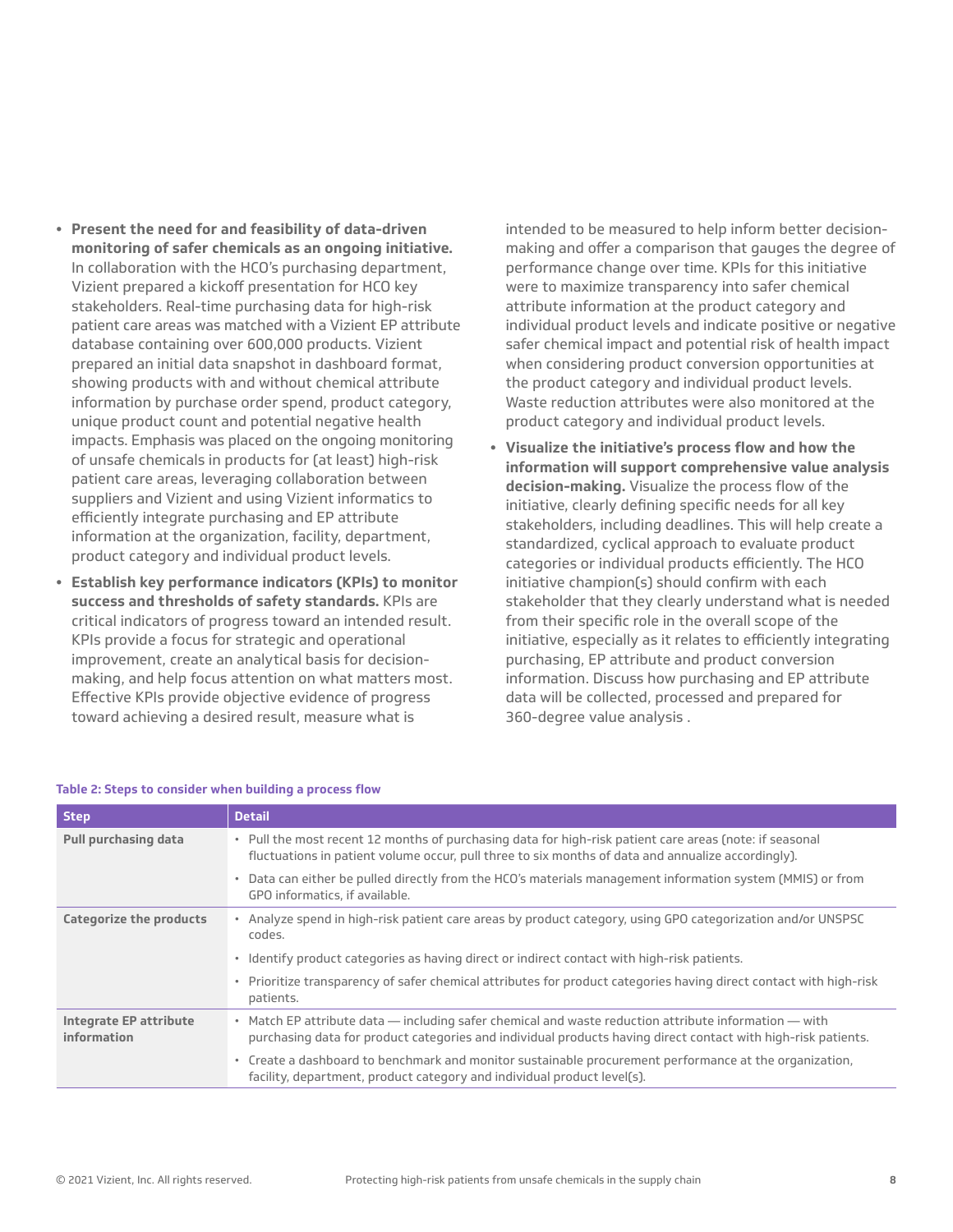- **Present the need for and feasibility of data-driven monitoring of safer chemicals as an ongoing initiative.** In collaboration with the HCO's purchasing department, Vizient prepared a kickoff presentation for HCO key stakeholders. Real-time purchasing data for high-risk patient care areas was matched with a Vizient EP attribute database containing over 600,000 products. Vizient prepared an initial data snapshot in dashboard format, showing products with and without chemical attribute information by purchase order spend, product category, unique product count and potential negative health impacts. Emphasis was placed on the ongoing monitoring of unsafe chemicals in products for (at least) high-risk patient care areas, leveraging collaboration between suppliers and Vizient and using Vizient informatics to efficiently integrate purchasing and EP attribute information at the organization, facility, department, product category and individual product levels.
- **Establish key performance indicators (KPIs) to monitor success and thresholds of safety standards.** KPIs are critical indicators of progress toward an intended result. KPIs provide a focus for strategic and operational improvement, create an analytical basis for decision-making, and help focus attention on what matters most. Effective KPIs provide objective evidence of progress toward achieving a desired result, measure what is intended to be measured to help inform better decision-making and offer a comparison that gauges the degree of performance change over time. KPIs for this initiative were to maximize transparency into safer chemical attribute information at the product category and individual product levels and indicate positive or negative safer chemical impact and potential risk of health impact when considering product conversion opportunities at the product category and individual product levels. Waste reduction attributes were also monitored at the product category and individual product levels.
- **Visualize the initiative's process flow and how the information will support comprehensive value analysis decision-making.** Visualize the process flow of the initiative, clearly defining specific needs for all key stakeholders, including deadlines. This will help create a standardized, cyclical approach to evaluate product categories or individual products efficiently. The HCO initiative champion(s) should confirm with each stakeholder that they clearly understand what is needed from their specific role in the overall scope of the initiative, especially as it relates to efficiently integrating purchasing, EP attribute and product conversion information. Discuss how purchasing and EP attribute data will be collected, processed and prepared for 360-degree value analysis .

**Table 2: Steps to consider when building a process flow**

| Step | Detail |
|---|---|
| **Pull purchasing data** | • Pull the most recent 12 months of purchasing data for high-risk patient care areas (note: if seasonal fluctuations in patient volume occur, pull three to six months of data and annualize accordingly).<br>• Data can either be pulled directly from the HCO's materials management information system (MMIS) or from GPO informatics, if available. |
| **Categorize the products** | • Analyze spend in high-risk patient care areas by product category, using GPO categorization and/or UNSPSC codes.<br>• Identify product categories as having direct or indirect contact with high-risk patients.<br>• Prioritize transparency of safer chemical attributes for product categories having direct contact with high-risk patients. |
| **Integrate EP attribute information** | • Match EP attribute data — including safer chemical and waste reduction attribute information — with purchasing data for product categories and individual products having direct contact with high-risk patients.<br>• Create a dashboard to benchmark and monitor sustainable procurement performance at the organization, facility, department, product category and individual product level(s). |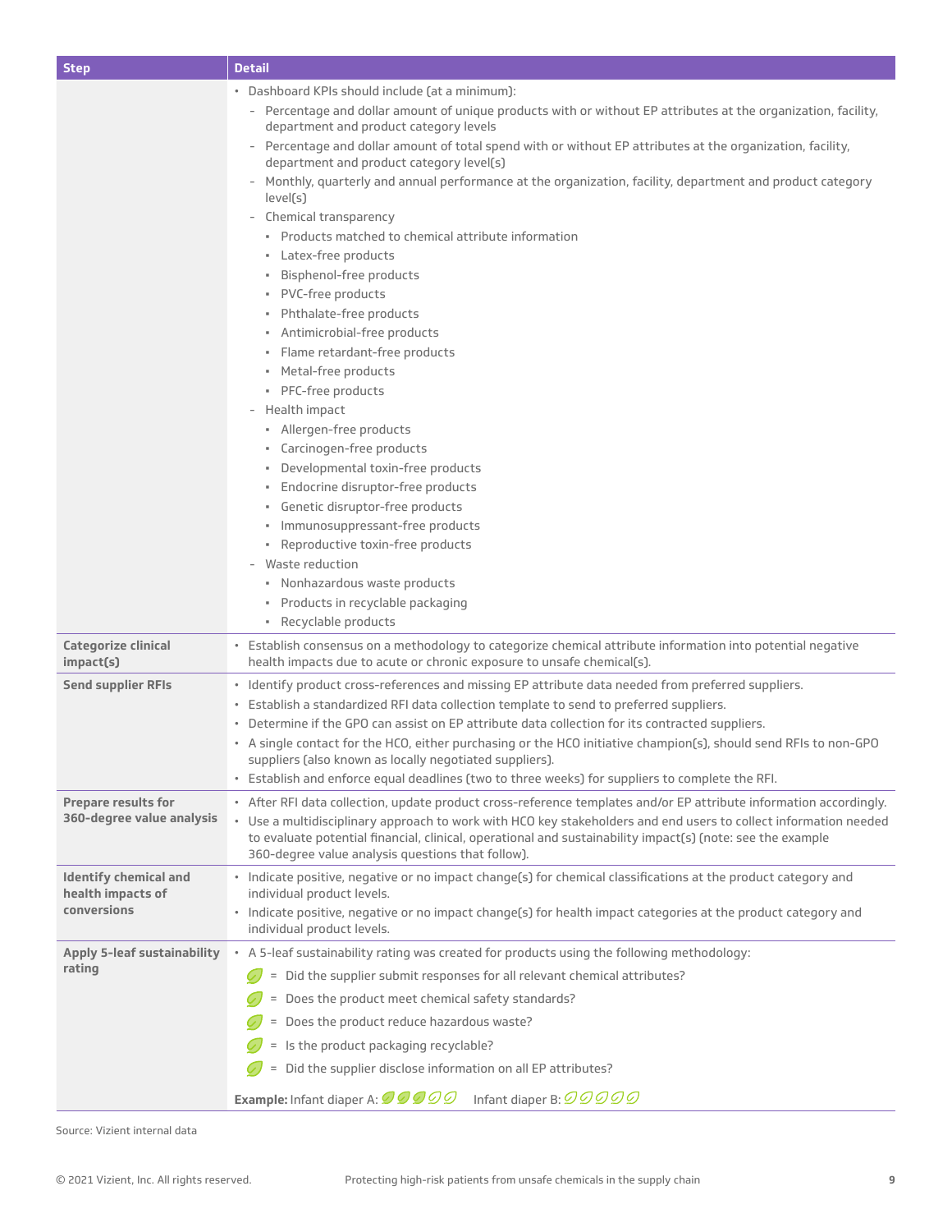| Step | Detail |
|---|---|
| | • Dashboard KPIs should include (at a minimum):<br>– Percentage and dollar amount of unique products with or without EP attributes at the organization, facility, department and product category levels<br>– Percentage and dollar amount of total spend with or without EP attributes at the organization, facility, department and product category level(s)<br>– Monthly, quarterly and annual performance at the organization, facility, department and product category level(s)<br>– Chemical transparency<br>▪ Products matched to chemical attribute information<br>▪ Latex-free products<br>▪ Bisphenol-free products<br>▪ PVC-free products<br>▪ Phthalate-free products<br>▪ Antimicrobial-free products<br>▪ Flame retardant-free products<br>▪ Metal-free products<br>▪ PFC-free products<br>– Health impact<br>▪ Allergen-free products<br>▪ Carcinogen-free products<br>▪ Developmental toxin-free products<br>▪ Endocrine disruptor-free products<br>▪ Genetic disruptor-free products<br>▪ Immunosuppressant-free products<br>▪ Reproductive toxin-free products<br>– Waste reduction<br>▪ Nonhazardous waste products<br>▪ Products in recyclable packaging<br>▪ Recyclable products |
| **Categorize clinical impact(s)** | • Establish consensus on a methodology to categorize chemical attribute information into potential negative health impacts due to acute or chronic exposure to unsafe chemical(s). |
| **Send supplier RFIs** | • Identify product cross-references and missing EP attribute data needed from preferred suppliers.<br>• Establish a standardized RFI data collection template to send to preferred suppliers.<br>• Determine if the GPO can assist on EP attribute data collection for its contracted suppliers.<br>• A single contact for the HCO, either purchasing or the HCO initiative champion(s), should send RFIs to non-GPO suppliers (also known as locally negotiated suppliers).<br>• Establish and enforce equal deadlines (two to three weeks) for suppliers to complete the RFI. |
| **Prepare results for 360-degree value analysis** | • After RFI data collection, update product cross-reference templates and/or EP attribute information accordingly.<br>• Use a multidisciplinary approach to work with HCO key stakeholders and end users to collect information needed to evaluate potential financial, clinical, operational and sustainability impact(s) (note: see the example 360-degree value analysis questions that follow). |
| **Identify chemical and health impacts of conversions** | • Indicate positive, negative or no impact change(s) for chemical classifications at the product category and individual product levels.<br>• Indicate positive, negative or no impact change(s) for health impact categories at the product category and individual product levels. |
| **Apply 5-leaf sustainability rating** | • A 5-leaf sustainability rating was created for products using the following methodology:<br>🍃 = Did the supplier submit responses for all relevant chemical attributes?<br>🍃 = Does the product meet chemical safety standards?<br>🍃 = Does the product reduce hazardous waste?<br>🍃 = Is the product packaging recyclable?<br>🍃 = Did the supplier disclose information on all EP attributes?<br>**Example:** Infant diaper A: 🍃🍃🍃 (3 of 5 leaves) Infant diaper B: (0 of 5 leaves) |

Source: Vizient internal data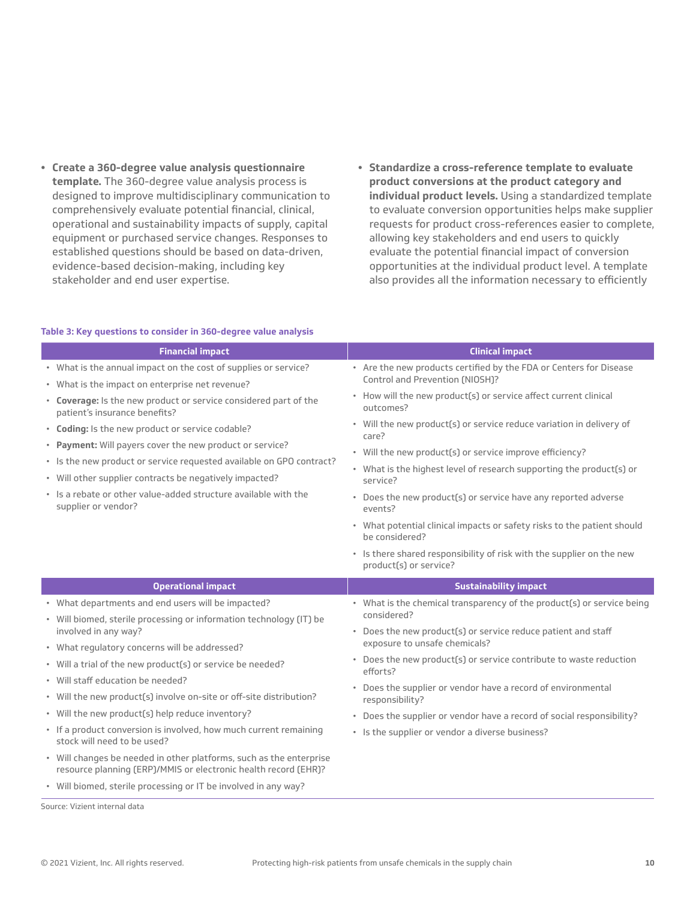- **Create a 360-degree value analysis questionnaire template.** The 360-degree value analysis process is designed to improve multidisciplinary communication to comprehensively evaluate potential financial, clinical, operational and sustainability impacts of supply, capital equipment or purchased service changes. Responses to established questions should be based on data-driven, evidence-based decision-making, including key stakeholder and end user expertise.

- **Standardize a cross-reference template to evaluate product conversions at the product category and individual product levels.** Using a standardized template to evaluate conversion opportunities helps make supplier requests for product cross-references easier to complete, allowing key stakeholders and end users to quickly evaluate the potential financial impact of conversion opportunities at the individual product level. A template also provides all the information necessary to efficiently

**Table 3: Key questions to consider in 360-degree value analysis**

| Financial impact | Clinical impact |
|---|---|
| • What is the annual impact on the cost of supplies or service?<br>• What is the impact on enterprise net revenue?<br>• **Coverage:** Is the new product or service considered part of the patient's insurance benefits?<br>• **Coding:** Is the new product or service codable?<br>• **Payment:** Will payers cover the new product or service?<br>• Is the new product or service requested available on GPO contract?<br>• Will other supplier contracts be negatively impacted?<br>• Is a rebate or other value-added structure available with the supplier or vendor? | • Are the new products certified by the FDA or Centers for Disease Control and Prevention (NIOSH)?<br>• How will the new product(s) or service affect current clinical outcomes?<br>• Will the new product(s) or service reduce variation in delivery of care?<br>• Will the new product(s) or service improve efficiency?<br>• What is the highest level of research supporting the product(s) or service?<br>• Does the new product(s) or service have any reported adverse events?<br>• What potential clinical impacts or safety risks to the patient should be considered?<br>• Is there shared responsibility of risk with the supplier on the new product(s) or service? |
| **Operational impact** | **Sustainability impact** |
| • What departments and end users will be impacted?<br>• Will biomed, sterile processing or information technology (IT) be involved in any way?<br>• What regulatory concerns will be addressed?<br>• Will a trial of the new product(s) or service be needed?<br>• Will staff education be needed?<br>• Will the new product(s) involve on-site or off-site distribution?<br>• Will the new product(s) help reduce inventory?<br>• If a product conversion is involved, how much current remaining stock will need to be used?<br>• Will changes be needed in other platforms, such as the enterprise resource planning (ERP)/MMIS or electronic health record (EHR)?<br>• Will biomed, sterile processing or IT be involved in any way? | • What is the chemical transparency of the product(s) or service being considered?<br>• Does the new product(s) or service reduce patient and staff exposure to unsafe chemicals?<br>• Does the new product(s) or service contribute to waste reduction efforts?<br>• Does the supplier or vendor have a record of environmental responsibility?<br>• Does the supplier or vendor have a record of social responsibility?<br>• Is the supplier or vendor a diverse business? |

Source: Vizient internal data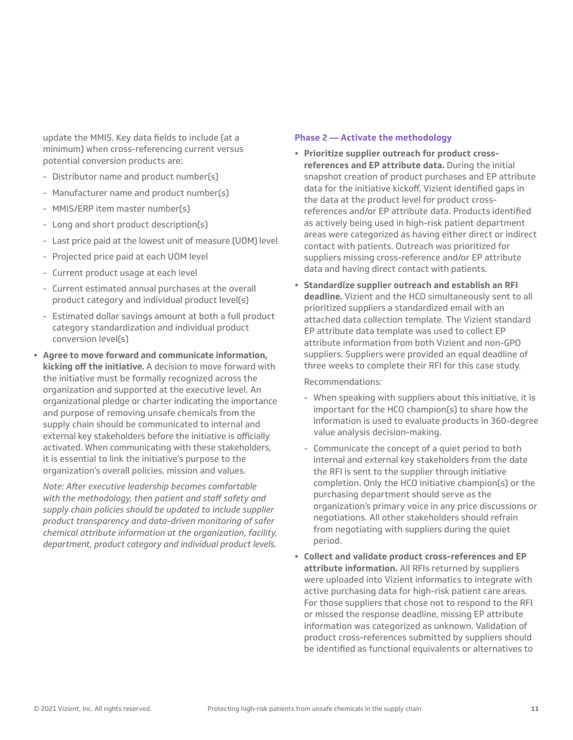update the MMIS. Key data fields to include (at a minimum) when cross-referencing current versus potential conversion products are:

- Distributor name and product number(s)
- Manufacturer name and product number(s)
- MMIS/ERP item master number(s)
- Long and short product description(s)
- Last price paid at the lowest unit of measure (UOM) level
- Projected price paid at each UOM level
- Current product usage at each level
- Current estimated annual purchases at the overall product category and individual product level(s)
- Estimated dollar savings amount at both a full product category standardization and individual product conversion level(s)

- **Agree to move forward and communicate information, kicking off the initiative.** A decision to move forward with the initiative must be formally recognized across the organization and supported at the executive level. An organizational pledge or charter indicating the importance and purpose of removing unsafe chemicals from the supply chain should be communicated to internal and external key stakeholders before the initiative is officially activated. When communicating with these stakeholders, it is essential to link the initiative's purpose to the organization's overall policies, mission and values.

  *Note: After executive leadership becomes comfortable with the methodology, then patient and staff safety and supply chain policies should be updated to include supplier product transparency and data-driven monitoring of safer chemical attribute information at the organization, facility, department, product category and individual product levels.*

### Phase 2 — Activate the methodology

- **Prioritize supplier outreach for product cross-references and EP attribute data.** During the initial snapshot creation of product purchases and EP attribute data for the initiative kickoff, Vizient identified gaps in the data at the product level for product cross-references and/or EP attribute data. Products identified as actively being used in high-risk patient department areas were categorized as having either direct or indirect contact with patients. Outreach was prioritized for suppliers missing cross-reference and/or EP attribute data and having direct contact with patients.

- **Standardize supplier outreach and establish an RFI deadline.** Vizient and the HCO simultaneously sent to all prioritized suppliers a standardized email with an attached data collection template. The Vizient standard EP attribute data template was used to collect EP attribute information from both Vizient and non-GPO suppliers. Suppliers were provided an equal deadline of three weeks to complete their RFI for this case study.

  Recommendations:

  - When speaking with suppliers about this initiative, it is important for the HCO champion(s) to share how the information is used to evaluate products in 360-degree value analysis decision-making.
  - Communicate the concept of a quiet period to both internal and external key stakeholders from the date the RFI is sent to the supplier through initiative completion. Only the HCO initiative champion(s) or the purchasing department should serve as the organization's primary voice in any price discussions or negotiations. All other stakeholders should refrain from negotiating with suppliers during the quiet period.

- **Collect and validate product cross-references and EP attribute information.** All RFIs returned by suppliers were uploaded into Vizient informatics to integrate with active purchasing data for high-risk patient care areas. For those suppliers that chose not to respond to the RFI or missed the response deadline, missing EP attribute information was categorized as unknown. Validation of product cross-references submitted by suppliers should be identified as functional equivalents or alternatives to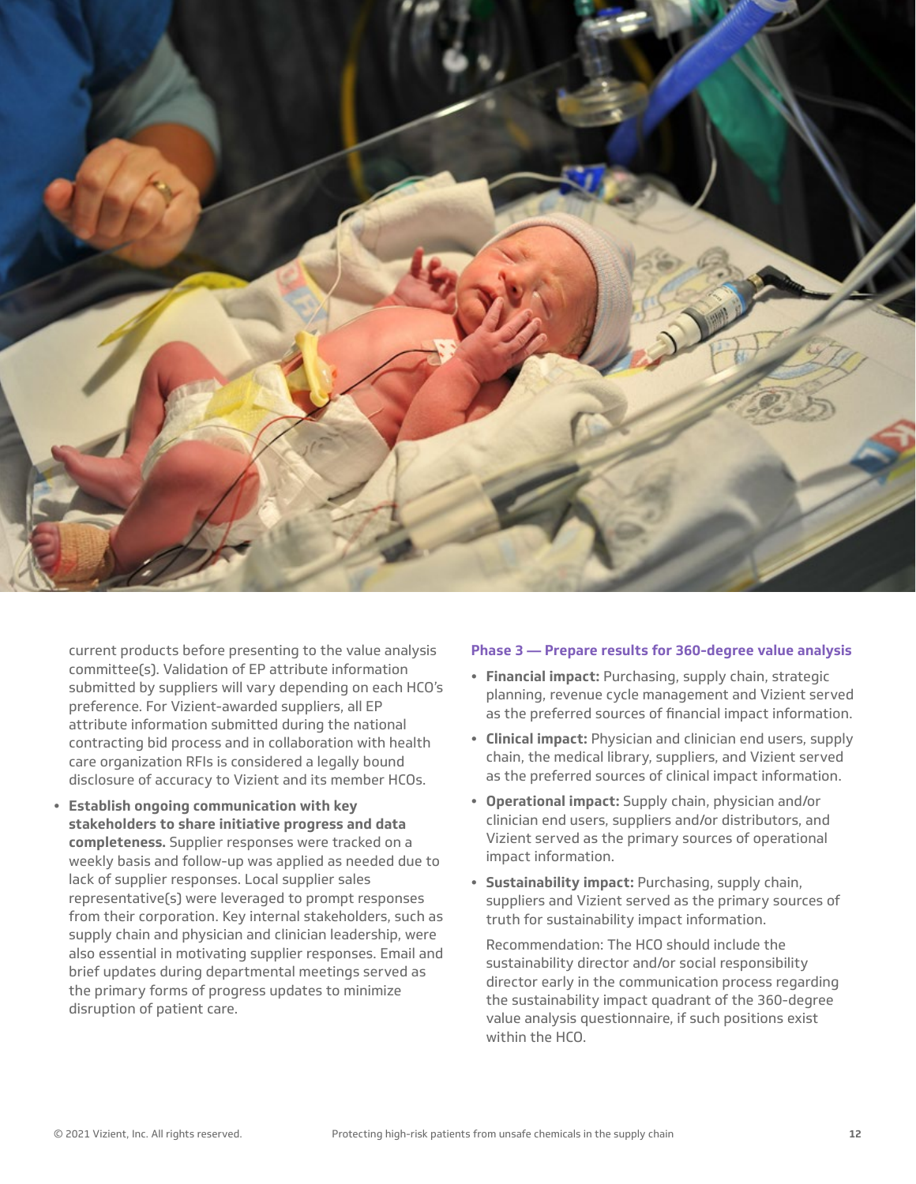current products before presenting to the value analysis committee(s). Validation of EP attribute information submitted by suppliers will vary depending on each HCO's preference. For Vizient-awarded suppliers, all EP attribute information submitted during the national contracting bid process and in collaboration with health care organization RFIs is considered a legally bound disclosure of accuracy to Vizient and its member HCOs.

- **Establish ongoing communication with key stakeholders to share initiative progress and data completeness.** Supplier responses were tracked on a weekly basis and follow-up was applied as needed due to lack of supplier responses. Local supplier sales representative(s) were leveraged to prompt responses from their corporation. Key internal stakeholders, such as supply chain and physician and clinician leadership, were also essential in motivating supplier responses. Email and brief updates during departmental meetings served as the primary forms of progress updates to minimize disruption of patient care.

### Phase 3 — Prepare results for 360-degree value analysis

- **Financial impact:** Purchasing, supply chain, strategic planning, revenue cycle management and Vizient served as the preferred sources of financial impact information.
- **Clinical impact:** Physician and clinician end users, supply chain, the medical library, suppliers, and Vizient served as the preferred sources of clinical impact information.
- **Operational impact:** Supply chain, physician and/or clinician end users, suppliers and/or distributors, and Vizient served as the primary sources of operational impact information.
- **Sustainability impact:** Purchasing, supply chain, suppliers and Vizient served as the primary sources of truth for sustainability impact information.

  Recommendation: The HCO should include the sustainability director and/or social responsibility director early in the communication process regarding the sustainability impact quadrant of the 360-degree value analysis questionnaire, if such positions exist within the HCO.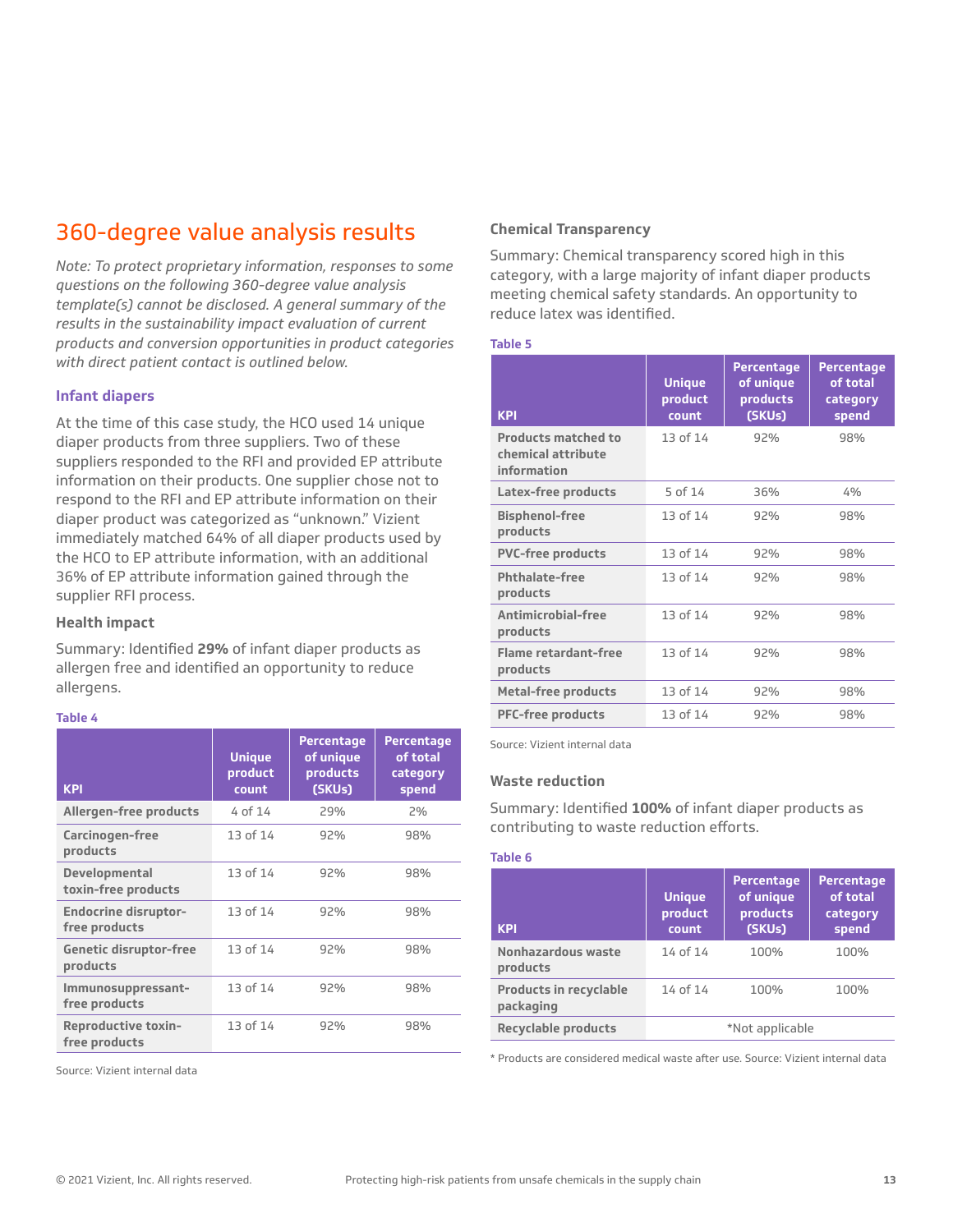# 360-degree value analysis results

*Note: To protect proprietary information, responses to some questions on the following 360-degree value analysis template(s) cannot be disclosed. A general summary of the results in the sustainability impact evaluation of current products and conversion opportunities in product categories with direct patient contact is outlined below.*

## Infant diapers

At the time of this case study, the HCO used 14 unique diaper products from three suppliers. Two of these suppliers responded to the RFI and provided EP attribute information on their products. One supplier chose not to respond to the RFI and EP attribute information on their diaper product was categorized as "unknown." Vizient immediately matched 64% of all diaper products used by the HCO to EP attribute information, with an additional 36% of EP attribute information gained through the supplier RFI process.

### Health impact

Summary: Identified **29%** of infant diaper products as allergen free and identified an opportunity to reduce allergens.

**Table 4**

| KPI | Unique product count | Percentage of unique products (SKUs) | Percentage of total category spend |
|---|---|---|---|
| Allergen-free products | 4 of 14 | 29% | 2% |
| Carcinogen-free products | 13 of 14 | 92% | 98% |
| Developmental toxin-free products | 13 of 14 | 92% | 98% |
| Endocrine disruptor-free products | 13 of 14 | 92% | 98% |
| Genetic disruptor-free products | 13 of 14 | 92% | 98% |
| Immunosuppressant-free products | 13 of 14 | 92% | 98% |
| Reproductive toxin-free products | 13 of 14 | 92% | 98% |

Source: Vizient internal data

### Chemical Transparency

Summary: Chemical transparency scored high in this category, with a large majority of infant diaper products meeting chemical safety standards. An opportunity to reduce latex was identified.

**Table 5**

| KPI | Unique product count | Percentage of unique products (SKUs) | Percentage of total category spend |
|---|---|---|---|
| Products matched to chemical attribute information | 13 of 14 | 92% | 98% |
| Latex-free products | 5 of 14 | 36% | 4% |
| Bisphenol-free products | 13 of 14 | 92% | 98% |
| PVC-free products | 13 of 14 | 92% | 98% |
| Phthalate-free products | 13 of 14 | 92% | 98% |
| Antimicrobial-free products | 13 of 14 | 92% | 98% |
| Flame retardant-free products | 13 of 14 | 92% | 98% |
| Metal-free products | 13 of 14 | 92% | 98% |
| PFC-free products | 13 of 14 | 92% | 98% |

Source: Vizient internal data

### Waste reduction

Summary: Identified **100%** of infant diaper products as contributing to waste reduction efforts.

**Table 6**

| KPI | Unique product count | Percentage of unique products (SKUs) | Percentage of total category spend |
|---|---|---|---|
| Nonhazardous waste products | 14 of 14 | 100% | 100% |
| Products in recyclable packaging | 14 of 14 | 100% | 100% |
| Recyclable products | *Not applicable | | |

* Products are considered medical waste after use. Source: Vizient internal data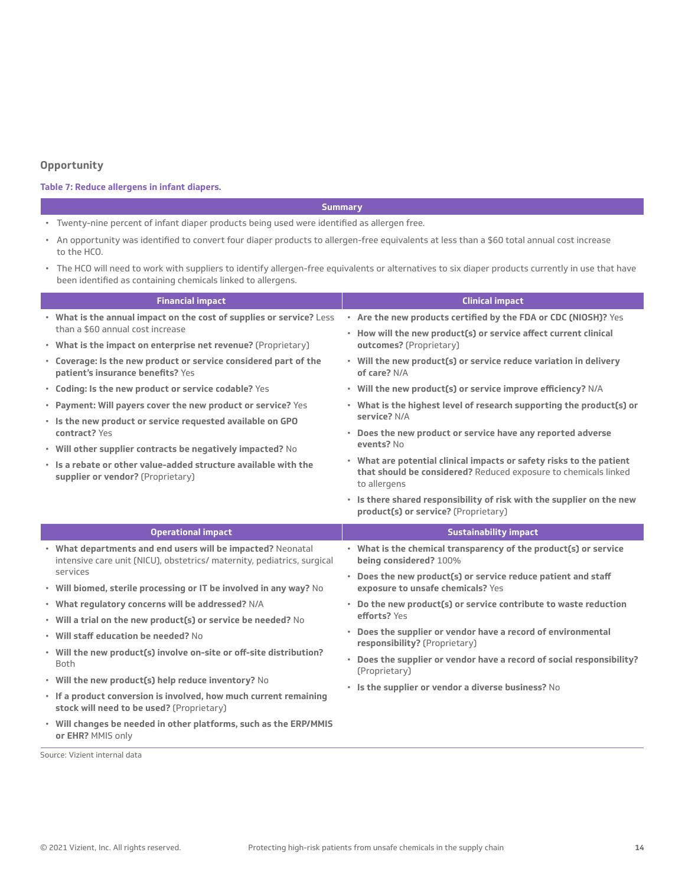## Opportunity

**Table 7: Reduce allergens in infant diapers.**

**Summary**

- Twenty-nine percent of infant diaper products being used were identified as allergen free.
- An opportunity was identified to convert four diaper products to allergen-free equivalents at less than a $60 total annual cost increase to the HCO.
- The HCO will need to work with suppliers to identify allergen-free equivalents or alternatives to six diaper products currently in use that have been identified as containing chemicals linked to allergens.

| Financial impact | Clinical impact |
| --- | --- |
| • **What is the annual impact on the cost of supplies or service?** Less than a $60 annual cost increase<br>• **What is the impact on enterprise net revenue?** (Proprietary)<br>• **Coverage: Is the new product or service considered part of the patient's insurance benefits?** Yes<br>• **Coding: Is the new product or service codable?** Yes<br>• **Payment: Will payers cover the new product or service?** Yes<br>• **Is the new product or service requested available on GPO contract?** Yes<br>• **Will other supplier contracts be negatively impacted?** No<br>• **Is a rebate or other value-added structure available with the supplier or vendor?** (Proprietary) | • **Are the new products certified by the FDA or CDC (NIOSH)?** Yes<br>• **How will the new product(s) or service affect current clinical outcomes?** (Proprietary)<br>• **Will the new product(s) or service reduce variation in delivery of care?** N/A<br>• **Will the new product(s) or service improve efficiency?** N/A<br>• **What is the highest level of research supporting the product(s) or service?** N/A<br>• **Does the new product or service have any reported adverse events?** No<br>• **What are potential clinical impacts or safety risks to the patient that should be considered?** Reduced exposure to chemicals linked to allergens<br>• **Is there shared responsibility of risk with the supplier on the new product(s) or service?** (Proprietary) |

| Operational impact | Sustainability impact |
| --- | --- |
| • **What departments and end users will be impacted?** Neonatal intensive care unit (NICU), obstetrics/ maternity, pediatrics, surgical services<br>• **Will biomed, sterile processing or IT be involved in any way?** No<br>• **What regulatory concerns will be addressed?** N/A<br>• **Will a trial on the new product(s) or service be needed?** No<br>• **Will staff education be needed?** No<br>• **Will the new product(s) involve on-site or off-site distribution?** Both<br>• **Will the new product(s) help reduce inventory?** No<br>• **If a product conversion is involved, how much current remaining stock will need to be used?** (Proprietary)<br>• **Will changes be needed in other platforms, such as the ERP/MMIS or EHR?** MMIS only | • **What is the chemical transparency of the product(s) or service being considered?** 100%<br>• **Does the new product(s) or service reduce patient and staff exposure to unsafe chemicals?** Yes<br>• **Do the new product(s) or service contribute to waste reduction efforts?** Yes<br>• **Does the supplier or vendor have a record of environmental responsibility?** (Proprietary)<br>• **Does the supplier or vendor have a record of social responsibility?** (Proprietary)<br>• **Is the supplier or vendor a diverse business?** No |

Source: Vizient internal data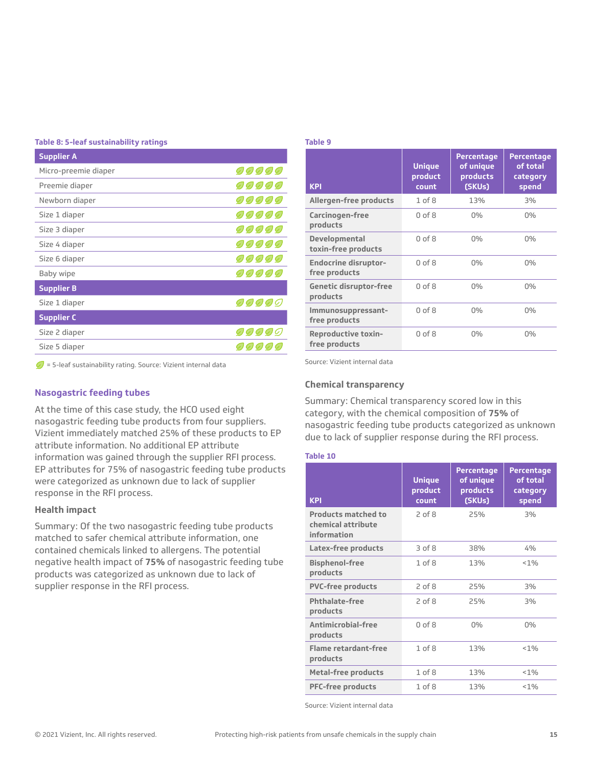**Table 8: 5-leaf sustainability ratings**

| Product | Rating |
|---|---|
| **Supplier A** | |
| Micro-preemie diaper | 5 leaves |
| Preemie diaper | 5 leaves |
| Newborn diaper | 5 leaves |
| Size 1 diaper | 5 leaves |
| Size 3 diaper | 5 leaves |
| Size 4 diaper | 5 leaves |
| Size 6 diaper | 5 leaves |
| Baby wipe | 5 leaves |
| **Supplier B** | |
| Size 1 diaper | 4 leaves + 1 outlined leaf |
| **Supplier C** | |
| Size 2 diaper | 4 leaves + 1 outlined leaf |
| Size 5 diaper | 5 leaves |

(leaf) = 5-leaf sustainability rating. Source: Vizient internal data

## Nasogastric feeding tubes

At the time of this case study, the HCO used eight nasogastric feeding tube products from four suppliers. Vizient immediately matched 25% of these products to EP attribute information. No additional EP attribute information was gained through the supplier RFI process. EP attributes for 75% of nasogastric feeding tube products were categorized as unknown due to lack of supplier response in the RFI process.

### Health impact

Summary: Of the two nasogastric feeding tube products matched to safer chemical attribute information, one contained chemicals linked to allergens. The potential negative health impact of **75%** of nasogastric feeding tube products was categorized as unknown due to lack of supplier response in the RFI process.

**Table 9**

| KPI | Unique product count | Percentage of unique products (SKUs) | Percentage of total category spend |
|---|---|---|---|
| Allergen-free products | 1 of 8 | 13% | 3% |
| Carcinogen-free products | 0 of 8 | 0% | 0% |
| Developmental toxin-free products | 0 of 8 | 0% | 0% |
| Endocrine disruptor-free products | 0 of 8 | 0% | 0% |
| Genetic disruptor-free products | 0 of 8 | 0% | 0% |
| Immunosuppressant-free products | 0 of 8 | 0% | 0% |
| Reproductive toxin-free products | 0 of 8 | 0% | 0% |

Source: Vizient internal data

### Chemical transparency

Summary: Chemical transparency scored low in this category, with the chemical composition of **75%** of nasogastric feeding tube products categorized as unknown due to lack of supplier response during the RFI process.

**Table 10**

| KPI | Unique product count | Percentage of unique products (SKUs) | Percentage of total category spend |
|---|---|---|---|
| Products matched to chemical attribute information | 2 of 8 | 25% | 3% |
| Latex-free products | 3 of 8 | 38% | 4% |
| Bisphenol-free products | 1 of 8 | 13% | <1% |
| PVC-free products | 2 of 8 | 25% | 3% |
| Phthalate-free products | 2 of 8 | 25% | 3% |
| Antimicrobial-free products | 0 of 8 | 0% | 0% |
| Flame retardant-free products | 1 of 8 | 13% | <1% |
| Metal-free products | 1 of 8 | 13% | <1% |
| PFC-free products | 1 of 8 | 13% | <1% |

Source: Vizient internal data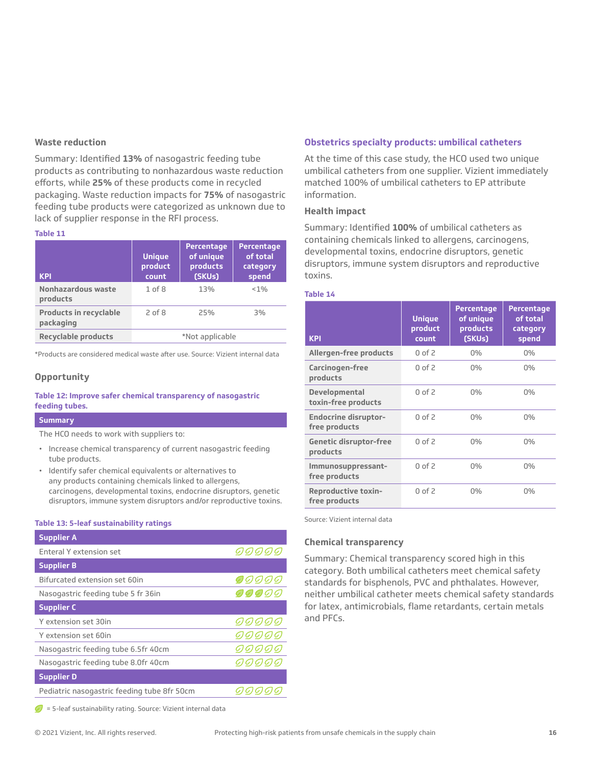### Waste reduction

Summary: Identified **13%** of nasogastric feeding tube products as contributing to nonhazardous waste reduction efforts, while **25%** of these products come in recycled packaging. Waste reduction impacts for **75%** of nasogastric feeding tube products were categorized as unknown due to lack of supplier response in the RFI process.

**Table 11**

| KPI | Unique product count | Percentage of unique products (SKUs) | Percentage of total category spend |
|---|---|---|---|
| **Nonhazardous waste products** | 1 of 8 | 13% | <1% |
| **Products in recyclable packaging** | 2 of 8 | 25% | 3% |
| **Recyclable products** | *Not applicable | | |

*Products are considered medical waste after use. Source: Vizient internal data

### Opportunity

**Table 12: Improve safer chemical transparency of nasogastric feeding tubes.**

| Summary |
|---|
| The HCO needs to work with suppliers to:<br>• Increase chemical transparency of current nasogastric feeding tube products.<br>• Identify safer chemical equivalents or alternatives to any products containing chemicals linked to allergens, carcinogens, developmental toxins, endocrine disruptors, genetic disruptors, immune system disruptors and/or reproductive toxins. |

**Table 13: 5-leaf sustainability ratings**

| Product | 5-leaf rating |
|---|---|
| **Supplier A** | |
| Enteral Y extension set | 0 of 5 leaves |
| **Supplier B** | |
| Bifurcated extension set 60in | 1 of 5 leaves |
| Nasogastric feeding tube 5 fr 36in | 3 of 5 leaves |
| **Supplier C** | |
| Y extension set 30in | 0 of 5 leaves |
| Y extension set 60in | 0 of 5 leaves |
| Nasogastric feeding tube 6.5fr 40cm | 0 of 5 leaves |
| Nasogastric feeding tube 8.0fr 40cm | 0 of 5 leaves |
| **Supplier D** | |
| Pediatric nasogastric feeding tube 8fr 50cm | 0 of 5 leaves |

= 5-leaf sustainability rating. Source: Vizient internal data

## Obstetrics specialty products: umbilical catheters

At the time of this case study, the HCO used two unique umbilical catheters from one supplier. Vizient immediately matched 100% of umbilical catheters to EP attribute information.

### Health impact

Summary: Identified **100%** of umbilical catheters as containing chemicals linked to allergens, carcinogens, developmental toxins, endocrine disruptors, genetic disruptors, immune system disruptors and reproductive toxins.

**Table 14**

| KPI | Unique product count | Percentage of unique products (SKUs) | Percentage of total category spend |
|---|---|---|---|
| **Allergen-free products** | 0 of 2 | 0% | 0% |
| **Carcinogen-free products** | 0 of 2 | 0% | 0% |
| **Developmental toxin-free products** | 0 of 2 | 0% | 0% |
| **Endocrine disruptor-free products** | 0 of 2 | 0% | 0% |
| **Genetic disruptor-free products** | 0 of 2 | 0% | 0% |
| **Immunosuppressant-free products** | 0 of 2 | 0% | 0% |
| **Reproductive toxin-free products** | 0 of 2 | 0% | 0% |

Source: Vizient internal data

### Chemical transparency

Summary: Chemical transparency scored high in this category. Both umbilical catheters meet chemical safety standards for bisphenols, PVC and phthalates. However, neither umbilical catheter meets chemical safety standards for latex, antimicrobials, flame retardants, certain metals and PFCs.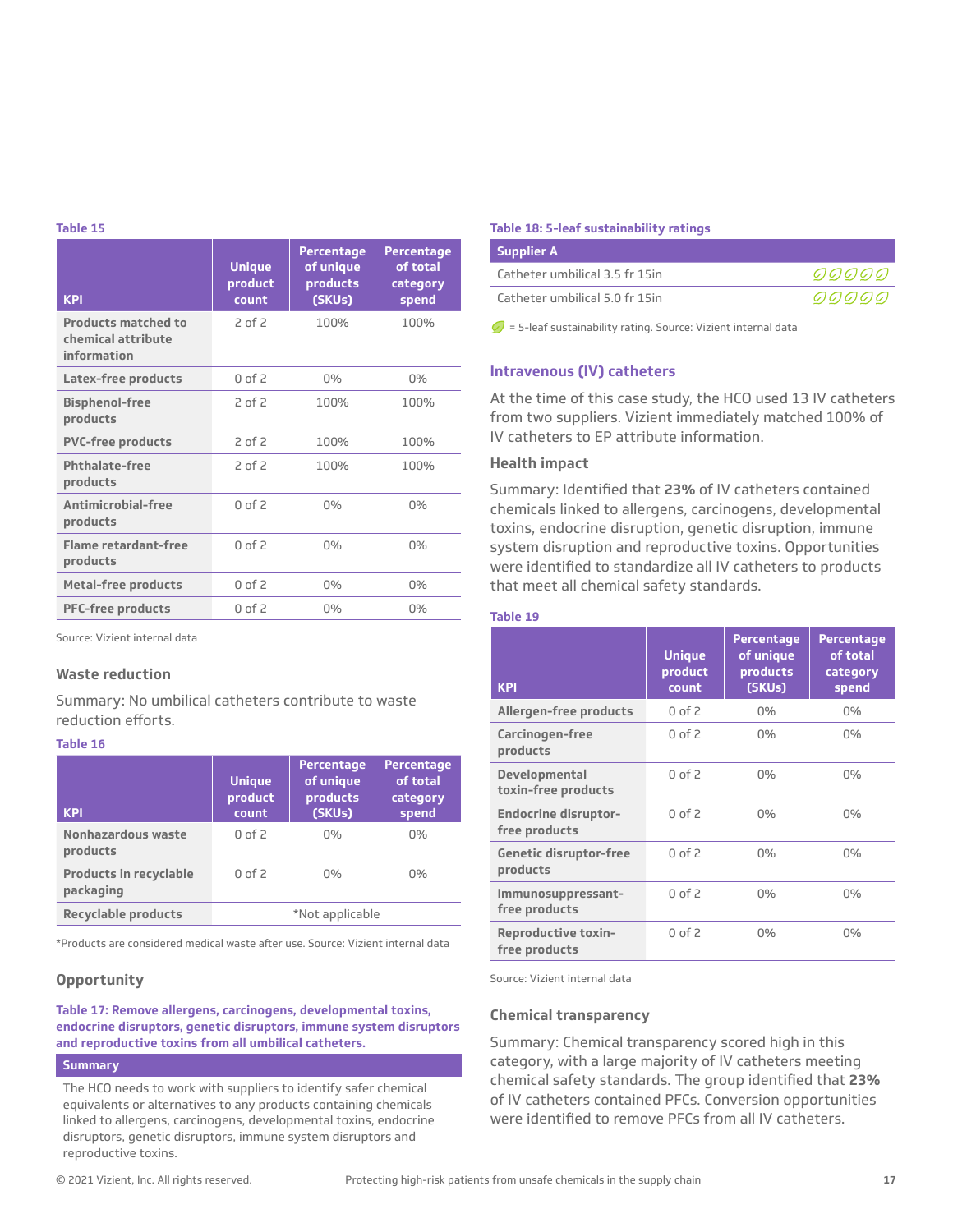**Table 15**

| KPI | Unique product count | Percentage of unique products (SKUs) | Percentage of total category spend |
|---|---|---|---|
| Products matched to chemical attribute information | 2 of 2 | 100% | 100% |
| Latex-free products | 0 of 2 | 0% | 0% |
| Bisphenol-free products | 2 of 2 | 100% | 100% |
| PVC-free products | 2 of 2 | 100% | 100% |
| Phthalate-free products | 2 of 2 | 100% | 100% |
| Antimicrobial-free products | 0 of 2 | 0% | 0% |
| Flame retardant-free products | 0 of 2 | 0% | 0% |
| Metal-free products | 0 of 2 | 0% | 0% |
| PFC-free products | 0 of 2 | 0% | 0% |

Source: Vizient internal data

### Waste reduction

Summary: No umbilical catheters contribute to waste reduction efforts.

**Table 16**

| KPI | Unique product count | Percentage of unique products (SKUs) | Percentage of total category spend |
|---|---|---|---|
| Nonhazardous waste products | 0 of 2 | 0% | 0% |
| Products in recyclable packaging | 0 of 2 | 0% | 0% |
| Recyclable products | *Not applicable | | |

*Products are considered medical waste after use. Source: Vizient internal data

### Opportunity

**Table 17: Remove allergens, carcinogens, developmental toxins, endocrine disruptors, genetic disruptors, immune system disruptors and reproductive toxins from all umbilical catheters.**

| Summary |
|---|
| The HCO needs to work with suppliers to identify safer chemical equivalents or alternatives to any products containing chemicals linked to allergens, carcinogens, developmental toxins, endocrine disruptors, genetic disruptors, immune system disruptors and reproductive toxins. |

**Table 18: 5-leaf sustainability ratings**

| Supplier A | |
|---|---|
| Catheter umbilical 3.5 fr 15in | 🍃🍃🍃🍃🍃 |
| Catheter umbilical 5.0 fr 15in | 🍃🍃🍃🍃🍃 |

🍃 = 5-leaf sustainability rating. Source: Vizient internal data

## Intravenous (IV) catheters

At the time of this case study, the HCO used 13 IV catheters from two suppliers. Vizient immediately matched 100% of IV catheters to EP attribute information.

### Health impact

Summary: Identified that **23%** of IV catheters contained chemicals linked to allergens, carcinogens, developmental toxins, endocrine disruption, genetic disruption, immune system disruption and reproductive toxins. Opportunities were identified to standardize all IV catheters to products that meet all chemical safety standards.

**Table 19**

| KPI | Unique product count | Percentage of unique products (SKUs) | Percentage of total category spend |
|---|---|---|---|
| Allergen-free products | 0 of 2 | 0% | 0% |
| Carcinogen-free products | 0 of 2 | 0% | 0% |
| Developmental toxin-free products | 0 of 2 | 0% | 0% |
| Endocrine disruptor-free products | 0 of 2 | 0% | 0% |
| Genetic disruptor-free products | 0 of 2 | 0% | 0% |
| Immunosuppressant-free products | 0 of 2 | 0% | 0% |
| Reproductive toxin-free products | 0 of 2 | 0% | 0% |

Source: Vizient internal data

### Chemical transparency

Summary: Chemical transparency scored high in this category, with a large majority of IV catheters meeting chemical safety standards. The group identified that **23%** of IV catheters contained PFCs. Conversion opportunities were identified to remove PFCs from all IV catheters.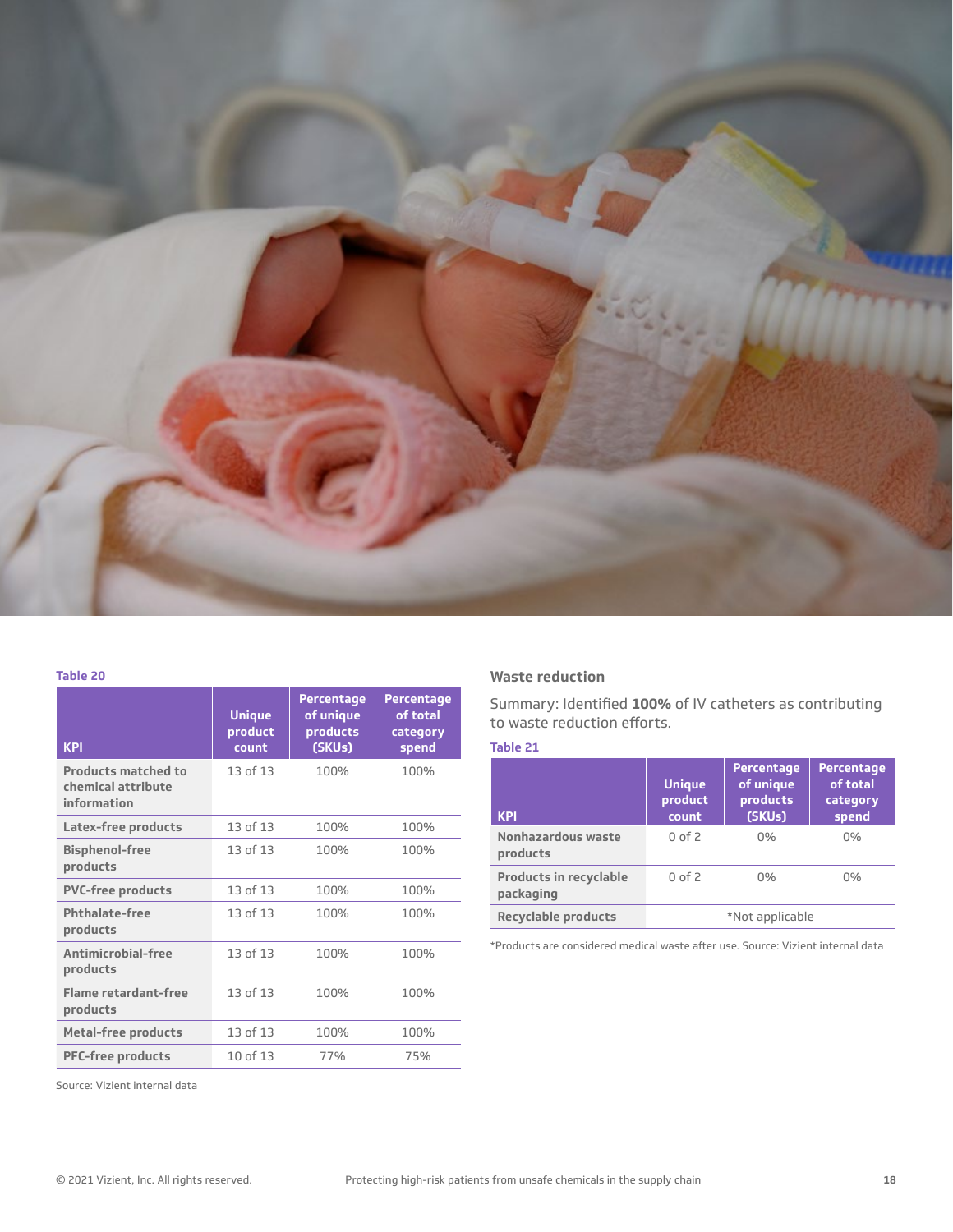Table 20

| KPI | Unique product count | Percentage of unique products (SKUs) | Percentage of total category spend |
|---|---|---|---|
| Products matched to chemical attribute information | 13 of 13 | 100% | 100% |
| Latex-free products | 13 of 13 | 100% | 100% |
| Bisphenol-free products | 13 of 13 | 100% | 100% |
| PVC-free products | 13 of 13 | 100% | 100% |
| Phthalate-free products | 13 of 13 | 100% | 100% |
| Antimicrobial-free products | 13 of 13 | 100% | 100% |
| Flame retardant-free products | 13 of 13 | 100% | 100% |
| Metal-free products | 13 of 13 | 100% | 100% |
| PFC-free products | 10 of 13 | 77% | 75% |

Source: Vizient internal data

### Waste reduction

Summary: Identified **100%** of IV catheters as contributing to waste reduction efforts.

Table 21

| KPI | Unique product count | Percentage of unique products (SKUs) | Percentage of total category spend |
|---|---|---|---|
| Nonhazardous waste products | 0 of 2 | 0% | 0% |
| Products in recyclable packaging | 0 of 2 | 0% | 0% |
| Recyclable products | *Not applicable | | |

*Products are considered medical waste after use. Source: Vizient internal data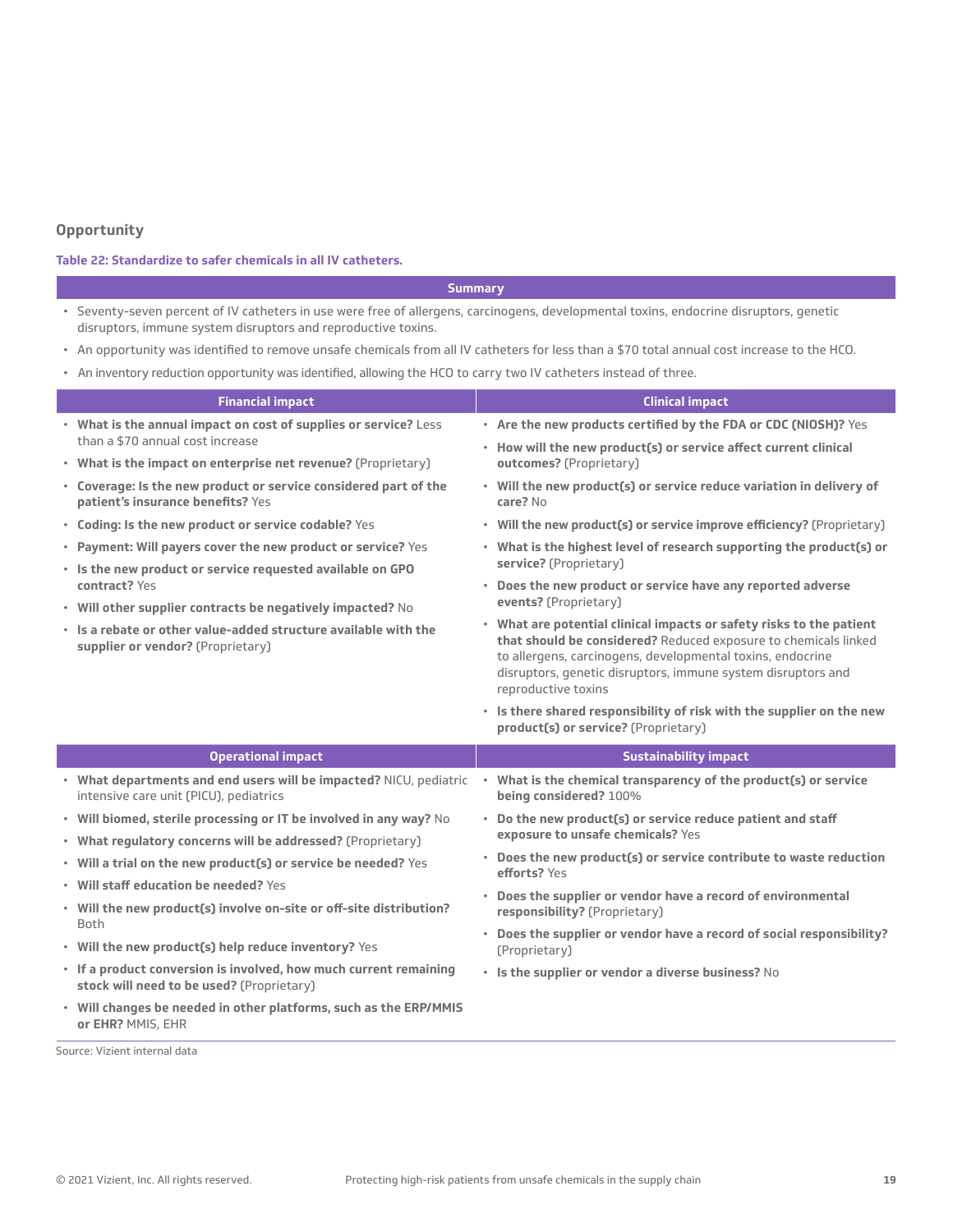### Opportunity

**Table 22: Standardize to safer chemicals in all IV catheters.**

**Summary**

- Seventy-seven percent of IV catheters in use were free of allergens, carcinogens, developmental toxins, endocrine disruptors, genetic disruptors, immune system disruptors and reproductive toxins.
- An opportunity was identified to remove unsafe chemicals from all IV catheters for less than a $70 total annual cost increase to the HCO.
- An inventory reduction opportunity was identified, allowing the HCO to carry two IV catheters instead of three.

| Financial impact | Clinical impact |
|---|---|
| • **What is the annual impact on cost of supplies or service?** Less than a $70 annual cost increase<br>• **What is the impact on enterprise net revenue?** (Proprietary)<br>• **Coverage: Is the new product or service considered part of the patient's insurance benefits?** Yes<br>• **Coding: Is the new product or service codable?** Yes<br>• **Payment: Will payers cover the new product or service?** Yes<br>• **Is the new product or service requested available on GPO contract?** Yes<br>• **Will other supplier contracts be negatively impacted?** No<br>• **Is a rebate or other value-added structure available with the supplier or vendor?** (Proprietary) | • **Are the new products certified by the FDA or CDC (NIOSH)?** Yes<br>• **How will the new product(s) or service affect current clinical outcomes?** (Proprietary)<br>• **Will the new product(s) or service reduce variation in delivery of care?** No<br>• **Will the new product(s) or service improve efficiency?** (Proprietary)<br>• **What is the highest level of research supporting the product(s) or service?** (Proprietary)<br>• **Does the new product or service have any reported adverse events?** (Proprietary)<br>• **What are potential clinical impacts or safety risks to the patient that should be considered?** Reduced exposure to chemicals linked to allergens, carcinogens, developmental toxins, endocrine disruptors, genetic disruptors, immune system disruptors and reproductive toxins<br>• **Is there shared responsibility of risk with the supplier on the new product(s) or service?** (Proprietary) |

| Operational impact | Sustainability impact |
|---|---|
| • **What departments and end users will be impacted?** NICU, pediatric intensive care unit (PICU), pediatrics<br>• **Will biomed, sterile processing or IT be involved in any way?** No<br>• **What regulatory concerns will be addressed?** (Proprietary)<br>• **Will a trial on the new product(s) or service be needed?** Yes<br>• **Will staff education be needed?** Yes<br>• **Will the new product(s) involve on-site or off-site distribution?** Both<br>• **Will the new product(s) help reduce inventory?** Yes<br>• **If a product conversion is involved, how much current remaining stock will need to be used?** (Proprietary)<br>• **Will changes be needed in other platforms, such as the ERP/MMIS or EHR?** MMIS, EHR | • **What is the chemical transparency of the product(s) or service being considered?** 100%<br>• **Do the new product(s) or service reduce patient and staff exposure to unsafe chemicals?** Yes<br>• **Does the new product(s) or service contribute to waste reduction efforts?** Yes<br>• **Does the supplier or vendor have a record of environmental responsibility?** (Proprietary)<br>• **Does the supplier or vendor have a record of social responsibility?** (Proprietary)<br>• **Is the supplier or vendor a diverse business?** No |

Source: Vizient internal data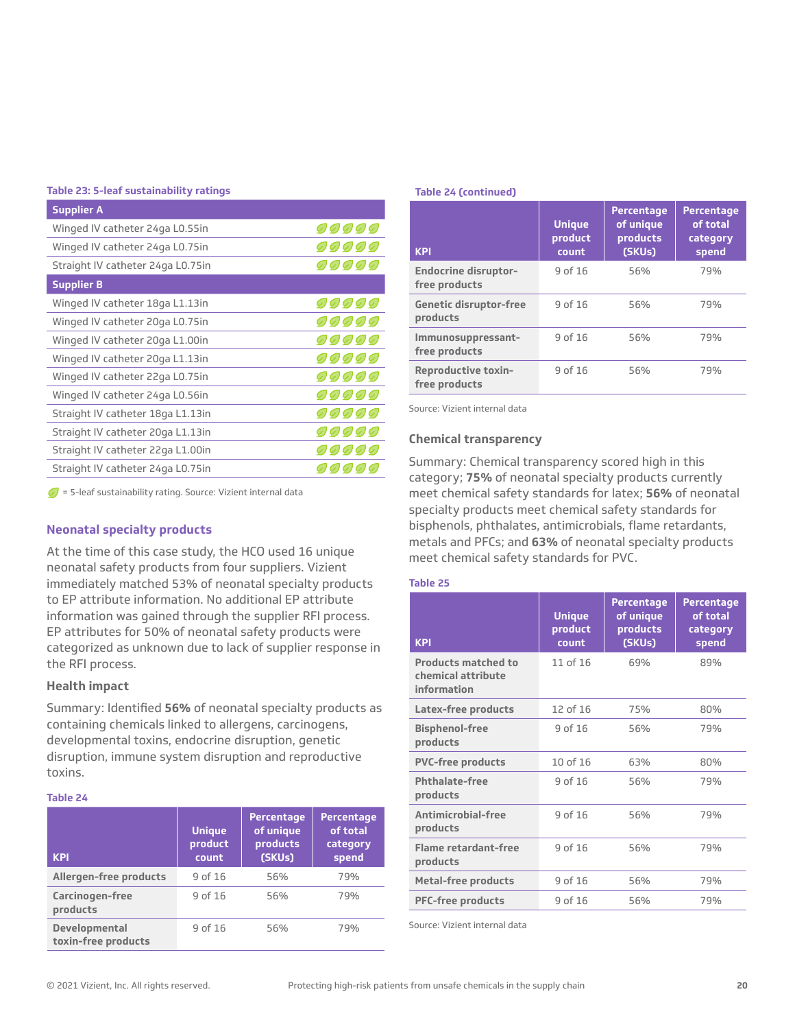**Table 23: 5-leaf sustainability ratings**

| Supplier A | |
|---|---|
| Winged IV catheter 24ga L0.55in | 🍃🍃🍃🍃🍃 |
| Winged IV catheter 24ga L0.75in | 🍃🍃🍃🍃🍃 |
| Straight IV catheter 24ga L0.75in | 🍃🍃🍃🍃🍃 |
| **Supplier B** | |
| Winged IV catheter 18ga L1.13in | 🍃🍃🍃🍃🍃 |
| Winged IV catheter 20ga L0.75in | 🍃🍃🍃🍃🍃 |
| Winged IV catheter 20ga L1.00in | 🍃🍃🍃🍃🍃 |
| Winged IV catheter 20ga L1.13in | 🍃🍃🍃🍃🍃 |
| Winged IV catheter 22ga L0.75in | 🍃🍃🍃🍃🍃 |
| Winged IV catheter 24ga L0.56in | 🍃🍃🍃🍃🍃 |
| Straight IV catheter 18ga L1.13in | 🍃🍃🍃🍃🍃 |
| Straight IV catheter 20ga L1.13in | 🍃🍃🍃🍃🍃 |
| Straight IV catheter 22ga L1.00in | 🍃🍃🍃🍃🍃 |
| Straight IV catheter 24ga L0.75in | 🍃🍃🍃🍃🍃 |

🍃 = 5-leaf sustainability rating. Source: Vizient internal data

## Neonatal specialty products

At the time of this case study, the HCO used 16 unique neonatal safety products from four suppliers. Vizient immediately matched 53% of neonatal specialty products to EP attribute information. No additional EP attribute information was gained through the supplier RFI process. EP attributes for 50% of neonatal safety products were categorized as unknown due to lack of supplier response in the RFI process.

### Health impact

Summary: Identified **56%** of neonatal specialty products as containing chemicals linked to allergens, carcinogens, developmental toxins, endocrine disruption, genetic disruption, immune system disruption and reproductive toxins.

**Table 24**

| KPI | Unique product count | Percentage of unique products (SKUs) | Percentage of total category spend |
|---|---|---|---|
| Allergen-free products | 9 of 16 | 56% | 79% |
| Carcinogen-free products | 9 of 16 | 56% | 79% |
| Developmental toxin-free products | 9 of 16 | 56% | 79% |
| Endocrine disruptor-free products | 9 of 16 | 56% | 79% |
| Genetic disruptor-free products | 9 of 16 | 56% | 79% |
| Immunosuppressant-free products | 9 of 16 | 56% | 79% |
| Reproductive toxin-free products | 9 of 16 | 56% | 79% |

Source: Vizient internal data

### Chemical transparency

Summary: Chemical transparency scored high in this category; **75%** of neonatal specialty products currently meet chemical safety standards for latex; **56%** of neonatal specialty products meet chemical safety standards for bisphenols, phthalates, antimicrobials, flame retardants, metals and PFCs; and **63%** of neonatal specialty products meet chemical safety standards for PVC.

**Table 25**

| KPI | Unique product count | Percentage of unique products (SKUs) | Percentage of total category spend |
|---|---|---|---|
| Products matched to chemical attribute information | 11 of 16 | 69% | 89% |
| Latex-free products | 12 of 16 | 75% | 80% |
| Bisphenol-free products | 9 of 16 | 56% | 79% |
| PVC-free products | 10 of 16 | 63% | 80% |
| Phthalate-free products | 9 of 16 | 56% | 79% |
| Antimicrobial-free products | 9 of 16 | 56% | 79% |
| Flame retardant-free products | 9 of 16 | 56% | 79% |
| Metal-free products | 9 of 16 | 56% | 79% |
| PFC-free products | 9 of 16 | 56% | 79% |

Source: Vizient internal data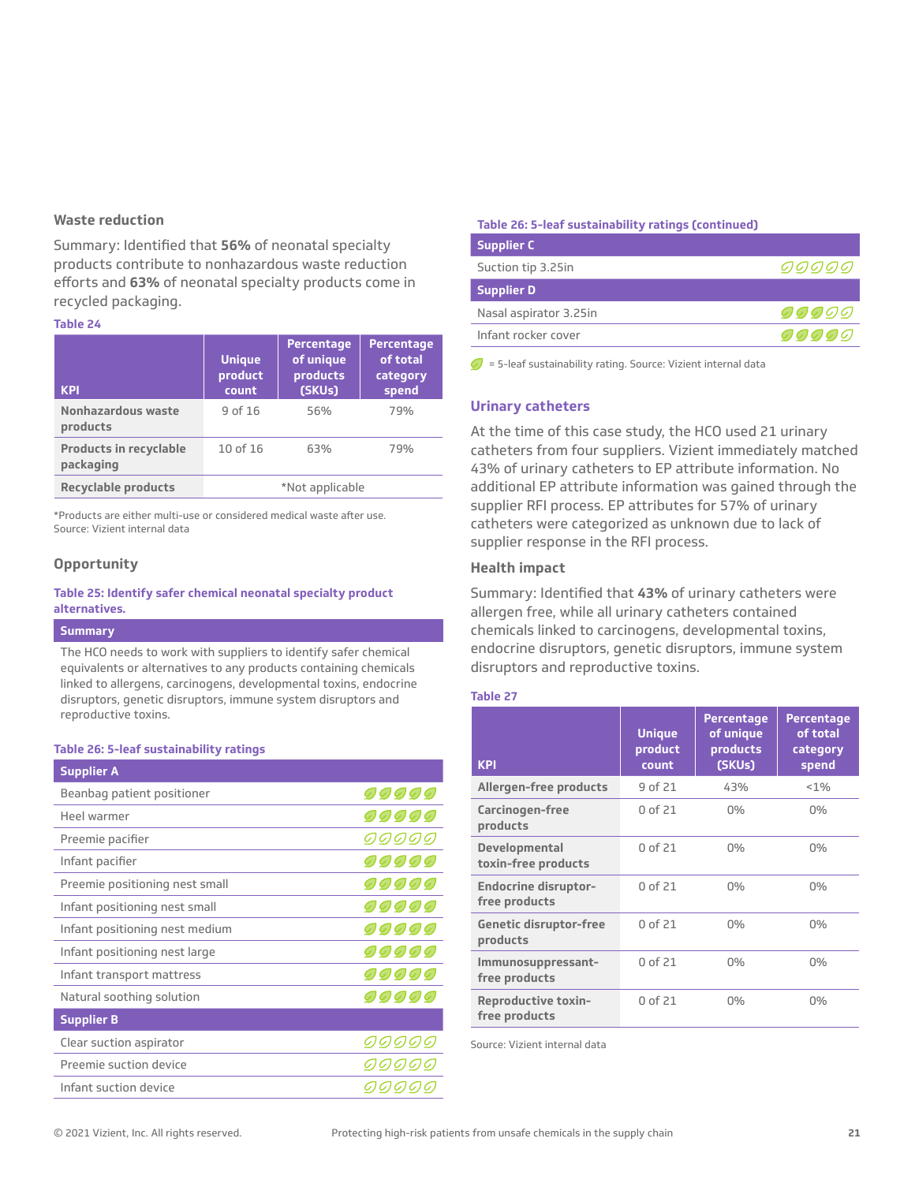### Waste reduction

Summary: Identified that **56%** of neonatal specialty products contribute to nonhazardous waste reduction efforts and **63%** of neonatal specialty products come in recycled packaging.

**Table 24**

| KPI | Unique product count | Percentage of unique products (SKUs) | Percentage of total category spend |
|---|---|---|---|
| Nonhazardous waste products | 9 of 16 | 56% | 79% |
| Products in recyclable packaging | 10 of 16 | 63% | 79% |
| Recyclable products | *Not applicable | | |

*Products are either multi-use or considered medical waste after use.
Source: Vizient internal data

### Opportunity

**Table 25: Identify safer chemical neonatal specialty product alternatives.**

| Summary |
|---|
| The HCO needs to work with suppliers to identify safer chemical equivalents or alternatives to any products containing chemicals linked to allergens, carcinogens, developmental toxins, endocrine disruptors, genetic disruptors, immune system disruptors and reproductive toxins. |

**Table 26: 5-leaf sustainability ratings**

| Product | Rating (filled leaves of 5) |
|---|---|
| **Supplier A** | |
| Beanbag patient positioner | 5 of 5 |
| Heel warmer | 5 of 5 |
| Preemie pacifier | 0 of 5 |
| Infant pacifier | 5 of 5 |
| Preemie positioning nest small | 5 of 5 |
| Infant positioning nest small | 5 of 5 |
| Infant positioning nest medium | 5 of 5 |
| Infant positioning nest large | 5 of 5 |
| Infant transport mattress | 5 of 5 |
| Natural soothing solution | 5 of 5 |
| **Supplier B** | |
| Clear suction aspirator | 0 of 5 |
| Preemie suction device | 0 of 5 |
| Infant suction device | 0 of 5 |
| **Supplier C** | |
| Suction tip 3.25in | 0 of 5 |
| **Supplier D** | |
| Nasal aspirator 3.25in | 3 of 5 |
| Infant rocker cover | 4 of 5 |

(Filled leaf) = 5-leaf sustainability rating. Source: Vizient internal data

## Urinary catheters

At the time of this case study, the HCO used 21 urinary catheters from four suppliers. Vizient immediately matched 43% of urinary catheters to EP attribute information. No additional EP attribute information was gained through the supplier RFI process. EP attributes for 57% of urinary catheters were categorized as unknown due to lack of supplier response in the RFI process.

### Health impact

Summary: Identified that **43%** of urinary catheters were allergen free, while all urinary catheters contained chemicals linked to carcinogens, developmental toxins, endocrine disruptors, genetic disruptors, immune system disruptors and reproductive toxins.

**Table 27**

| KPI | Unique product count | Percentage of unique products (SKUs) | Percentage of total category spend |
|---|---|---|---|
| Allergen-free products | 9 of 21 | 43% | <1% |
| Carcinogen-free products | 0 of 21 | 0% | 0% |
| Developmental toxin-free products | 0 of 21 | 0% | 0% |
| Endocrine disruptor-free products | 0 of 21 | 0% | 0% |
| Genetic disruptor-free products | 0 of 21 | 0% | 0% |
| Immunosuppressant-free products | 0 of 21 | 0% | 0% |
| Reproductive toxin-free products | 0 of 21 | 0% | 0% |

Source: Vizient internal data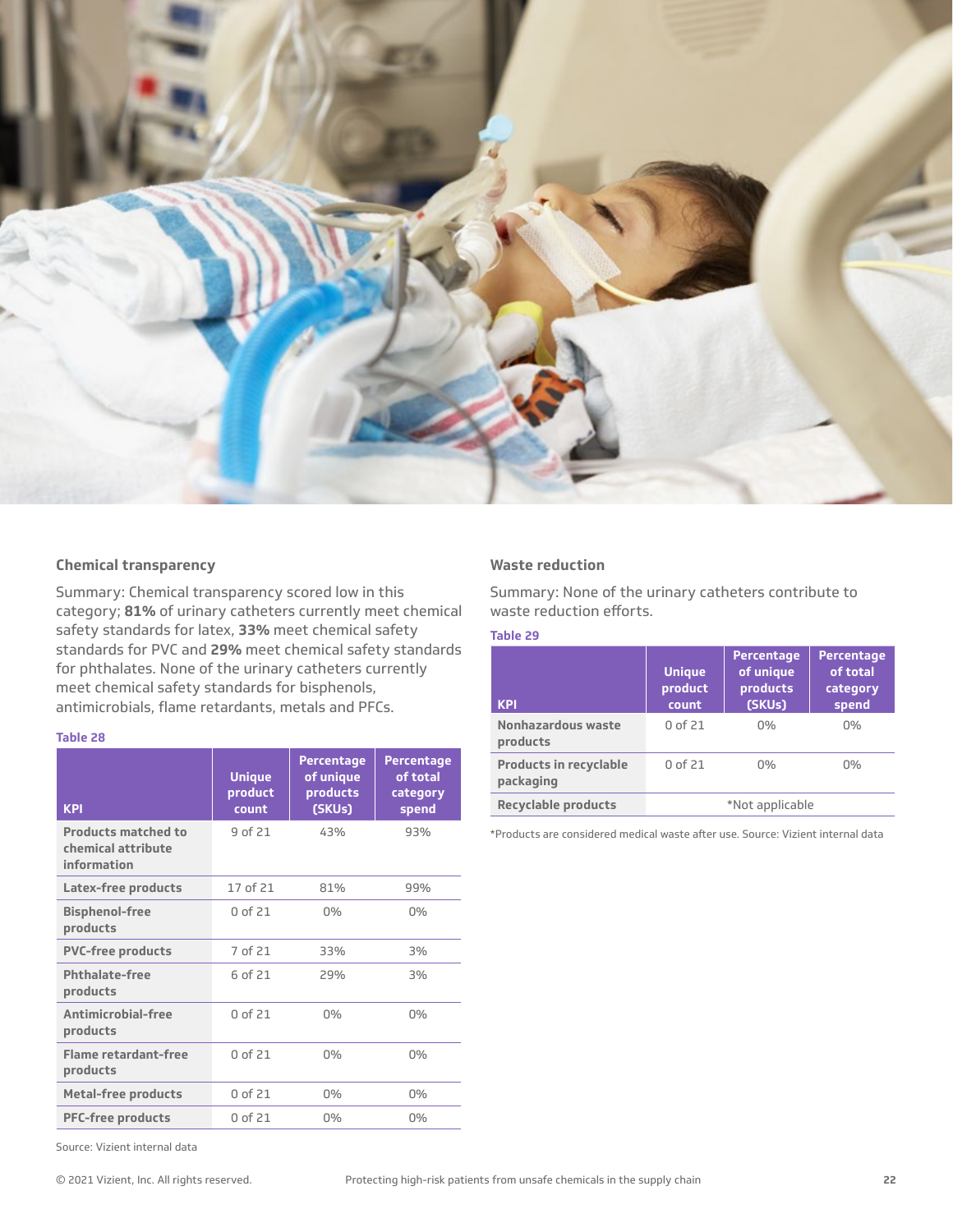### Chemical transparency

Summary: Chemical transparency scored low in this category; **81%** of urinary catheters currently meet chemical safety standards for latex, **33%** meet chemical safety standards for PVC and **29%** meet chemical safety standards for phthalates. None of the urinary catheters currently meet chemical safety standards for bisphenols, antimicrobials, flame retardants, metals and PFCs.

**Table 28**

| KPI | Unique product count | Percentage of unique products (SKUs) | Percentage of total category spend |
|---|---|---|---|
| Products matched to chemical attribute information | 9 of 21 | 43% | 93% |
| Latex-free products | 17 of 21 | 81% | 99% |
| Bisphenol-free products | 0 of 21 | 0% | 0% |
| PVC-free products | 7 of 21 | 33% | 3% |
| Phthalate-free products | 6 of 21 | 29% | 3% |
| Antimicrobial-free products | 0 of 21 | 0% | 0% |
| Flame retardant-free products | 0 of 21 | 0% | 0% |
| Metal-free products | 0 of 21 | 0% | 0% |
| PFC-free products | 0 of 21 | 0% | 0% |

Source: Vizient internal data

### Waste reduction

Summary: None of the urinary catheters contribute to waste reduction efforts.

**Table 29**

| KPI | Unique product count | Percentage of unique products (SKUs) | Percentage of total category spend |
|---|---|---|---|
| Nonhazardous waste products | 0 of 21 | 0% | 0% |
| Products in recyclable packaging | 0 of 21 | 0% | 0% |
| Recyclable products | *Not applicable | | |

*Products are considered medical waste after use. Source: Vizient internal data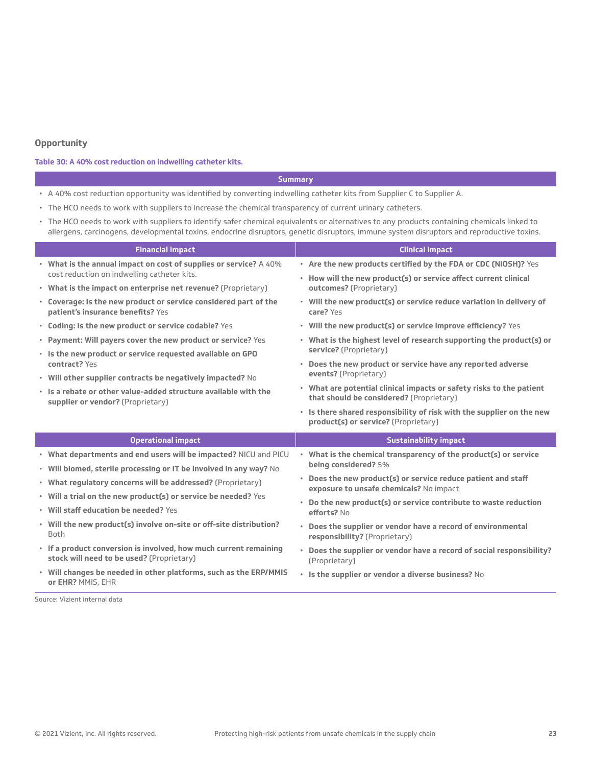## Opportunity

**Table 30: A 40% cost reduction on indwelling catheter kits.**

**Summary**

- A 40% cost reduction opportunity was identified by converting indwelling catheter kits from Supplier C to Supplier A.
- The HCO needs to work with suppliers to increase the chemical transparency of current urinary catheters.
- The HCO needs to work with suppliers to identify safer chemical equivalents or alternatives to any products containing chemicals linked to allergens, carcinogens, developmental toxins, endocrine disruptors, genetic disruptors, immune system disruptors and reproductive toxins.

| Financial impact | Clinical impact |
|---|---|
| • **What is the annual impact on cost of supplies or service?** A 40% cost reduction on indwelling catheter kits.<br>• **What is the impact on enterprise net revenue?** (Proprietary)<br>• **Coverage: Is the new product or service considered part of the patient's insurance benefits?** Yes<br>• **Coding: Is the new product or service codable?** Yes<br>• **Payment: Will payers cover the new product or service?** Yes<br>• **Is the new product or service requested available on GPO contract?** Yes<br>• **Will other supplier contracts be negatively impacted?** No<br>• **Is a rebate or other value-added structure available with the supplier or vendor?** (Proprietary) | • **Are the new products certified by the FDA or CDC (NIOSH)?** Yes<br>• **How will the new product(s) or service affect current clinical outcomes?** (Proprietary)<br>• **Will the new product(s) or service reduce variation in delivery of care?** Yes<br>• **Will the new product(s) or service improve efficiency?** Yes<br>• **What is the highest level of research supporting the product(s) or service?** (Proprietary)<br>• **Does the new product or service have any reported adverse events?** (Proprietary)<br>• **What are potential clinical impacts or safety risks to the patient that should be considered?** (Proprietary)<br>• **Is there shared responsibility of risk with the supplier on the new product(s) or service?** (Proprietary) |

| Operational impact | Sustainability impact |
|---|---|
| • **What departments and end users will be impacted?** NICU and PICU<br>• **Will biomed, sterile processing or IT be involved in any way?** No<br>• **What regulatory concerns will be addressed?** (Proprietary)<br>• **Will a trial on the new product(s) or service be needed?** Yes<br>• **Will staff education be needed?** Yes<br>• **Will the new product(s) involve on-site or off-site distribution?** Both<br>• **If a product conversion is involved, how much current remaining stock will need to be used?** (Proprietary)<br>• **Will changes be needed in other platforms, such as the ERP/MMIS or EHR?** MMIS, EHR | • **What is the chemical transparency of the product(s) or service being considered?** 5%<br>• **Does the new product(s) or service reduce patient and staff exposure to unsafe chemicals?** No impact<br>• **Do the new product(s) or service contribute to waste reduction efforts?** No<br>• **Does the supplier or vendor have a record of environmental responsibility?** (Proprietary)<br>• **Does the supplier or vendor have a record of social responsibility?** (Proprietary)<br>• **Is the supplier or vendor a diverse business?** No |

Source: Vizient internal data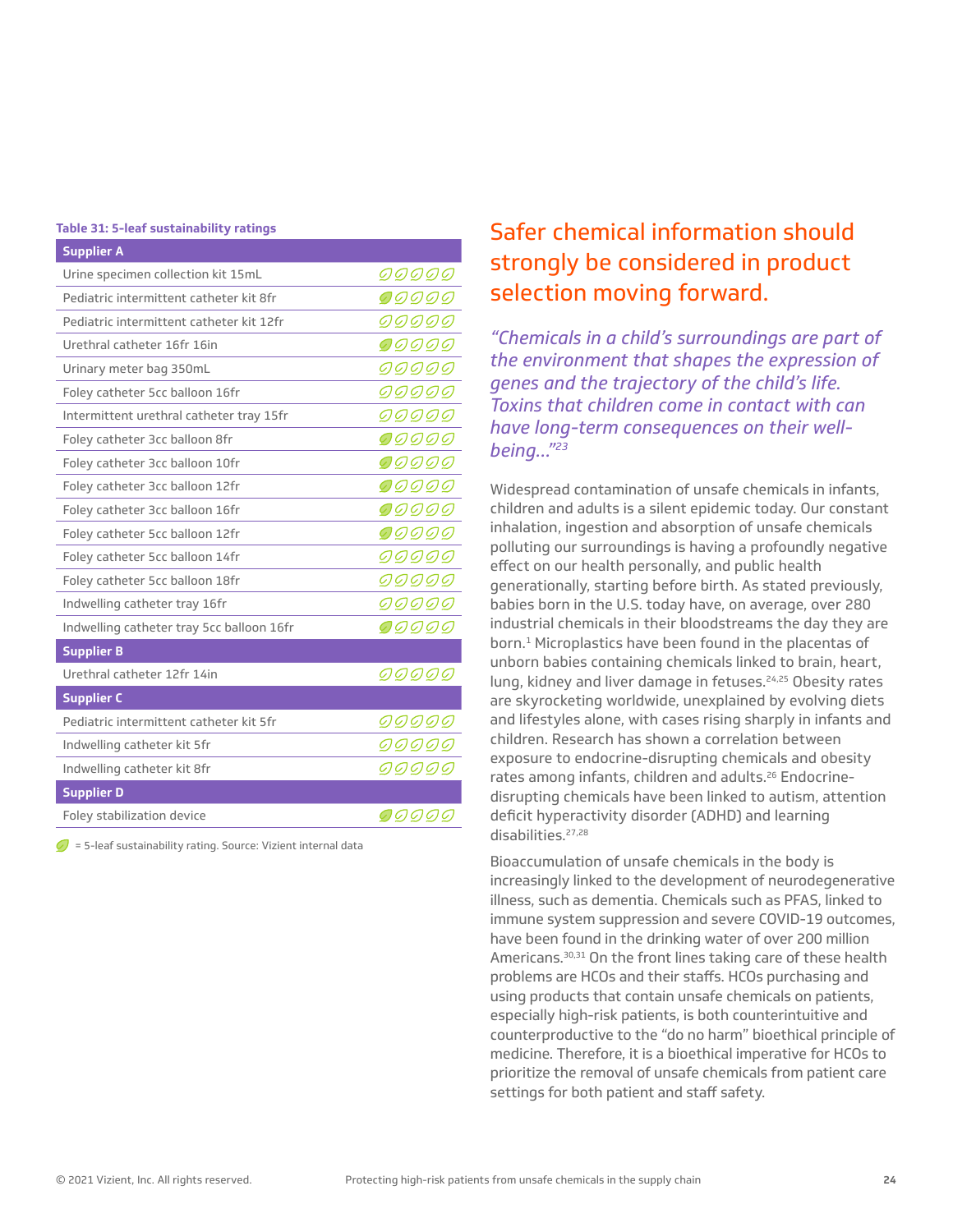**Table 31: 5-leaf sustainability ratings**

| Product | Rating |
|---|---|
| **Supplier A** | |
| Urine specimen collection kit 15mL | 0/5 leaves |
| Pediatric intermittent catheter kit 8fr | 1/5 leaves |
| Pediatric intermittent catheter kit 12fr | 0/5 leaves |
| Urethral catheter 16fr 16in | 1/5 leaves |
| Urinary meter bag 350mL | 0/5 leaves |
| Foley catheter 5cc balloon 16fr | 0/5 leaves |
| Intermittent urethral catheter tray 15fr | 0/5 leaves |
| Foley catheter 3cc balloon 8fr | 1/5 leaves |
| Foley catheter 3cc balloon 10fr | 1/5 leaves |
| Foley catheter 3cc balloon 12fr | 1/5 leaves |
| Foley catheter 3cc balloon 16fr | 1/5 leaves |
| Foley catheter 5cc balloon 12fr | 1/5 leaves |
| Foley catheter 5cc balloon 14fr | 0/5 leaves |
| Foley catheter 5cc balloon 18fr | 0/5 leaves |
| Indwelling catheter tray 16fr | 0/5 leaves |
| Indwelling catheter tray 5cc balloon 16fr | 1/5 leaves |
| **Supplier B** | |
| Urethral catheter 12fr 14in | 0/5 leaves |
| **Supplier C** | |
| Pediatric intermittent catheter kit 5fr | 0/5 leaves |
| Indwelling catheter kit 5fr | 0/5 leaves |
| Indwelling catheter kit 8fr | 0/5 leaves |
| **Supplier D** | |
| Foley stabilization device | 1/5 leaves |

(filled leaf) = 5-leaf sustainability rating. Source: Vizient internal data

## Safer chemical information should strongly be considered in product selection moving forward.

*"Chemicals in a child's surroundings are part of the environment that shapes the expression of genes and the trajectory of the child's life. Toxins that children come in contact with can have long-term consequences on their well-being..."*[23]

Widespread contamination of unsafe chemicals in infants, children and adults is a silent epidemic today. Our constant inhalation, ingestion and absorption of unsafe chemicals polluting our surroundings is having a profoundly negative effect on our health personally, and public health generationally, starting before birth. As stated previously, babies born in the U.S. today have, on average, over 280 industrial chemicals in their bloodstreams the day they are born.[1] Microplastics have been found in the placentas of unborn babies containing chemicals linked to brain, heart, lung, kidney and liver damage in fetuses.[24,25] Obesity rates are skyrocketing worldwide, unexplained by evolving diets and lifestyles alone, with cases rising sharply in infants and children. Research has shown a correlation between exposure to endocrine-disrupting chemicals and obesity rates among infants, children and adults.[26] Endocrine-disrupting chemicals have been linked to autism, attention deficit hyperactivity disorder (ADHD) and learning disabilities.[27,28]

Bioaccumulation of unsafe chemicals in the body is increasingly linked to the development of neurodegenerative illness, such as dementia. Chemicals such as PFAS, linked to immune system suppression and severe COVID-19 outcomes, have been found in the drinking water of over 200 million Americans.[30,31] On the front lines taking care of these health problems are HCOs and their staffs. HCOs purchasing and using products that contain unsafe chemicals on patients, especially high-risk patients, is both counterintuitive and counterproductive to the "do no harm" bioethical principle of medicine. Therefore, it is a bioethical imperative for HCOs to prioritize the removal of unsafe chemicals from patient care settings for both patient and staff safety.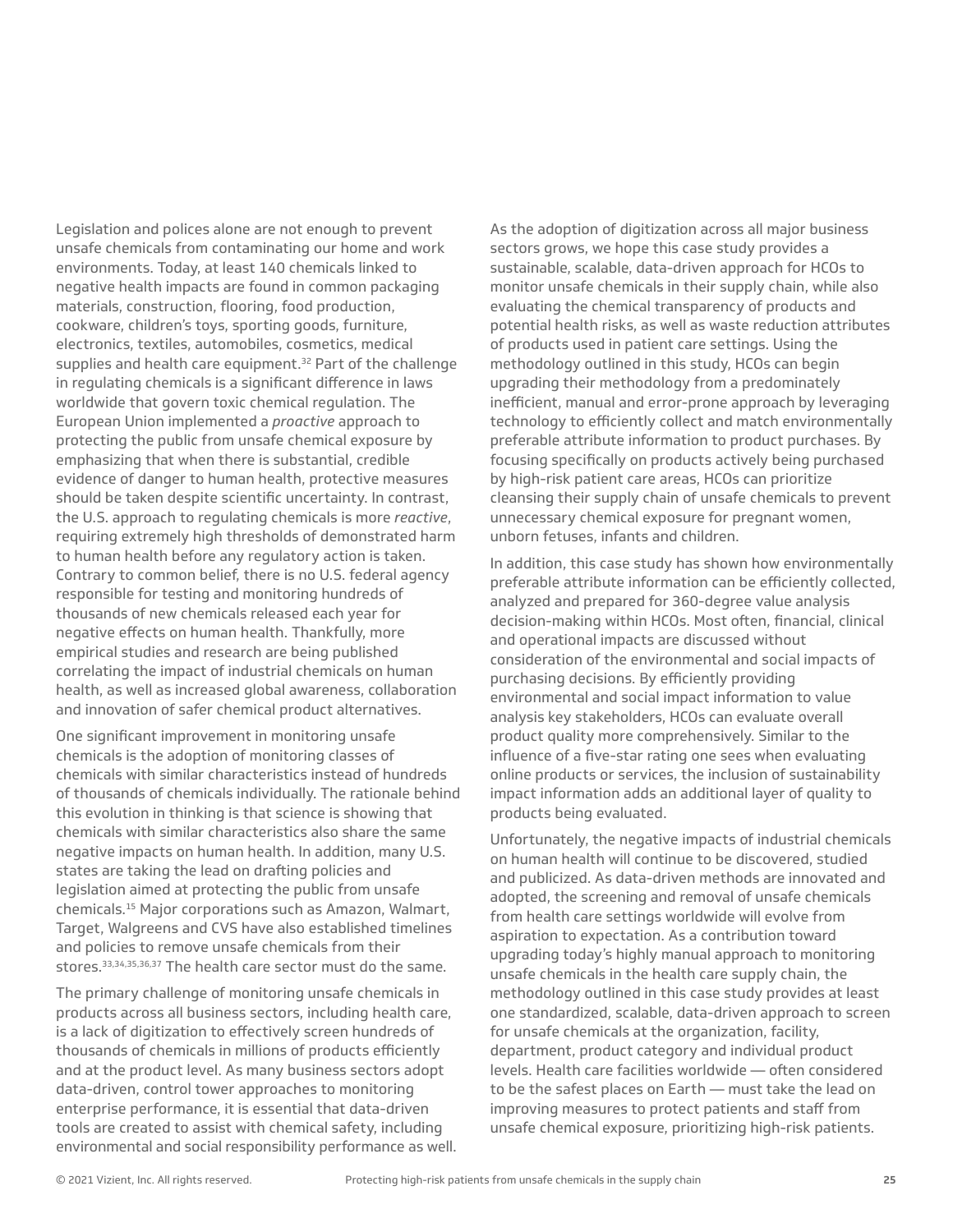Legislation and polices alone are not enough to prevent unsafe chemicals from contaminating our home and work environments. Today, at least 140 chemicals linked to negative health impacts are found in common packaging materials, construction, flooring, food production, cookware, children's toys, sporting goods, furniture, electronics, textiles, automobiles, cosmetics, medical supplies and health care equipment.[32] Part of the challenge in regulating chemicals is a significant difference in laws worldwide that govern toxic chemical regulation. The European Union implemented a *proactive* approach to protecting the public from unsafe chemical exposure by emphasizing that when there is substantial, credible evidence of danger to human health, protective measures should be taken despite scientific uncertainty. In contrast, the U.S. approach to regulating chemicals is more *reactive*, requiring extremely high thresholds of demonstrated harm to human health before any regulatory action is taken. Contrary to common belief, there is no U.S. federal agency responsible for testing and monitoring hundreds of thousands of new chemicals released each year for negative effects on human health. Thankfully, more empirical studies and research are being published correlating the impact of industrial chemicals on human health, as well as increased global awareness, collaboration and innovation of safer chemical product alternatives.

One significant improvement in monitoring unsafe chemicals is the adoption of monitoring classes of chemicals with similar characteristics instead of hundreds of thousands of chemicals individually. The rationale behind this evolution in thinking is that science is showing that chemicals with similar characteristics also share the same negative impacts on human health. In addition, many U.S. states are taking the lead on drafting policies and legislation aimed at protecting the public from unsafe chemicals.[15] Major corporations such as Amazon, Walmart, Target, Walgreens and CVS have also established timelines and policies to remove unsafe chemicals from their stores.[33,34,35,36,37] The health care sector must do the same.

The primary challenge of monitoring unsafe chemicals in products across all business sectors, including health care, is a lack of digitization to effectively screen hundreds of thousands of chemicals in millions of products efficiently and at the product level. As many business sectors adopt data-driven, control tower approaches to monitoring enterprise performance, it is essential that data-driven tools are created to assist with chemical safety, including environmental and social responsibility performance as well.

As the adoption of digitization across all major business sectors grows, we hope this case study provides a sustainable, scalable, data-driven approach for HCOs to monitor unsafe chemicals in their supply chain, while also evaluating the chemical transparency of products and potential health risks, as well as waste reduction attributes of products used in patient care settings. Using the methodology outlined in this study, HCOs can begin upgrading their methodology from a predominately inefficient, manual and error-prone approach by leveraging technology to efficiently collect and match environmentally preferable attribute information to product purchases. By focusing specifically on products actively being purchased by high-risk patient care areas, HCOs can prioritize cleansing their supply chain of unsafe chemicals to prevent unnecessary chemical exposure for pregnant women, unborn fetuses, infants and children.

In addition, this case study has shown how environmentally preferable attribute information can be efficiently collected, analyzed and prepared for 360-degree value analysis decision-making within HCOs. Most often, financial, clinical and operational impacts are discussed without consideration of the environmental and social impacts of purchasing decisions. By efficiently providing environmental and social impact information to value analysis key stakeholders, HCOs can evaluate overall product quality more comprehensively. Similar to the influence of a five-star rating one sees when evaluating online products or services, the inclusion of sustainability impact information adds an additional layer of quality to products being evaluated.

Unfortunately, the negative impacts of industrial chemicals on human health will continue to be discovered, studied and publicized. As data-driven methods are innovated and adopted, the screening and removal of unsafe chemicals from health care settings worldwide will evolve from aspiration to expectation. As a contribution toward upgrading today's highly manual approach to monitoring unsafe chemicals in the health care supply chain, the methodology outlined in this case study provides at least one standardized, scalable, data-driven approach to screen for unsafe chemicals at the organization, facility, department, product category and individual product levels. Health care facilities worldwide — often considered to be the safest places on Earth — must take the lead on improving measures to protect patients and staff from unsafe chemical exposure, prioritizing high-risk patients.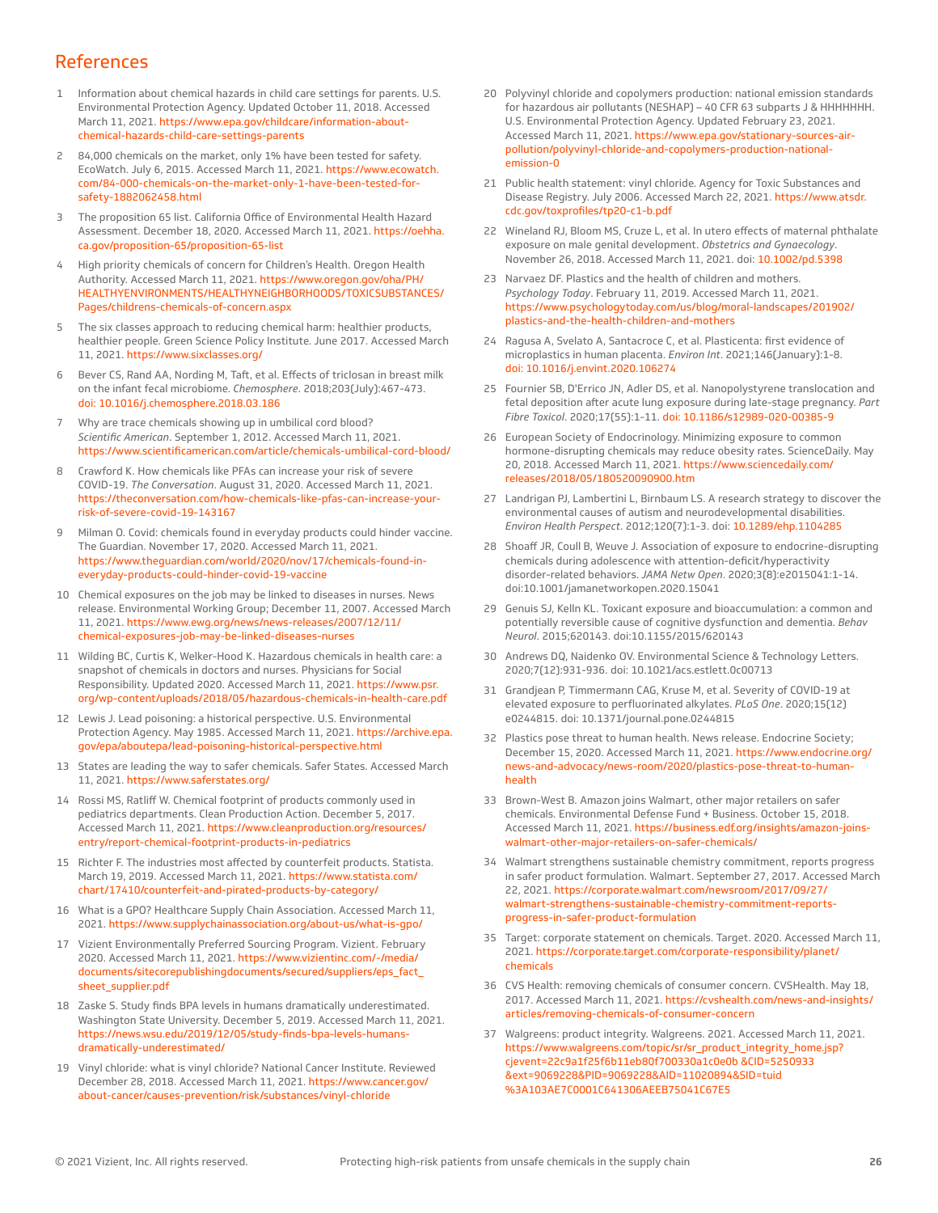# References

1. Information about chemical hazards in child care settings for parents. U.S. Environmental Protection Agency. Updated October 11, 2018. Accessed March 11, 2021. https://www.epa.gov/childcare/information-about-chemical-hazards-child-care-settings-parents
2. 84,000 chemicals on the market, only 1% have been tested for safety. EcoWatch. July 6, 2015. Accessed March 11, 2021. https://www.ecowatch.com/84-000-chemicals-on-the-market-only-1-have-been-tested-for-safety-1882062458.html
3. The proposition 65 list. California Office of Environmental Health Hazard Assessment. December 18, 2020. Accessed March 11, 2021. https://oehha.ca.gov/proposition-65/proposition-65-list
4. High priority chemicals of concern for Children's Health. Oregon Health Authority. Accessed March 11, 2021. https://www.oregon.gov/oha/PH/HEALTHYENVIRONMENTS/HEALTHYNEIGHBORHOODS/TOXICSUBSTANCES/Pages/childrens-chemicals-of-concern.aspx
5. The six classes approach to reducing chemical harm: healthier products, healthier people. Green Science Policy Institute. June 2017. Accessed March 11, 2021. https://www.sixclasses.org/
6. Bever CS, Rand AA, Nording M, Taft, et al. Effects of triclosan in breast milk on the infant fecal microbiome. *Chemosphere*. 2018;203(July):467-473. doi: 10.1016/j.chemosphere.2018.03.186
7. Why are trace chemicals showing up in umbilical cord blood? *Scientific American*. September 1, 2012. Accessed March 11, 2021. https://www.scientificamerican.com/article/chemicals-umbilical-cord-blood/
8. Crawford K. How chemicals like PFAs can increase your risk of severe COVID-19. *The Conversation*. August 31, 2020. Accessed March 11, 2021. https://theconversation.com/how-chemicals-like-pfas-can-increase-your-risk-of-severe-covid-19-143167
9. Milman O. Covid: chemicals found in everyday products could hinder vaccine. The Guardian. November 17, 2020. Accessed March 11, 2021. https://www.theguardian.com/world/2020/nov/17/chemicals-found-in-everyday-products-could-hinder-covid-19-vaccine
10. Chemical exposures on the job may be linked to diseases in nurses. News release. Environmental Working Group; December 11, 2007. Accessed March 11, 2021. https://www.ewg.org/news/news-releases/2007/12/11/chemical-exposures-job-may-be-linked-diseases-nurses
11. Wilding BC, Curtis K, Welker-Hood K. Hazardous chemicals in health care: a snapshot of chemicals in doctors and nurses. Physicians for Social Responsibility. Updated 2020. Accessed March 11, 2021. https://www.psr.org/wp-content/uploads/2018/05/hazardous-chemicals-in-health-care.pdf
12. Lewis J. Lead poisoning: a historical perspective. U.S. Environmental Protection Agency. May 1985. Accessed March 11, 2021. https://archive.epa.gov/epa/aboutepa/lead-poisoning-historical-perspective.html
13. States are leading the way to safer chemicals. Safer States. Accessed March 11, 2021. https://www.saferstates.org/
14. Rossi MS, Ratliff W. Chemical footprint of products commonly used in pediatrics departments. Clean Production Action. December 5, 2017. Accessed March 11, 2021. https://www.cleanproduction.org/resources/entry/report-chemical-footprint-products-in-pediatrics
15. Richter F. The industries most affected by counterfeit products. Statista. March 19, 2019. Accessed March 11, 2021. https://www.statista.com/chart/17410/counterfeit-and-pirated-products-by-category/
16. What is a GPO? Healthcare Supply Chain Association. Accessed March 11, 2021. https://www.supplychainassociation.org/about-us/what-is-gpo/
17. Vizient Environmentally Preferred Sourcing Program. Vizient. February 2020. Accessed March 11, 2021. https://www.vizientinc.com/-/media/documents/sitecorepublishingdocuments/secured/suppliers/eps_fact_sheet_supplier.pdf
18. Zaske S. Study finds BPA levels in humans dramatically underestimated. Washington State University. December 5, 2019. Accessed March 11, 2021. https://news.wsu.edu/2019/12/05/study-finds-bpa-levels-humans-dramatically-underestimated/
19. Vinyl chloride: what is vinyl chloride? National Cancer Institute. Reviewed December 28, 2018. Accessed March 11, 2021. https://www.cancer.gov/about-cancer/causes-prevention/risk/substances/vinyl-chloride
20. Polyvinyl chloride and copolymers production: national emission standards for hazardous air pollutants (NESHAP) – 40 CFR 63 subparts J & HHHHHHH. U.S. Environmental Protection Agency. Updated February 23, 2021. Accessed March 11, 2021. https://www.epa.gov/stationary-sources-air-pollution/polyvinyl-chloride-and-copolymers-production-national-emission-0
21. Public health statement: vinyl chloride. Agency for Toxic Substances and Disease Registry. July 2006. Accessed March 22, 2021. https://www.atsdr.cdc.gov/toxprofiles/tp20-c1-b.pdf
22. Wineland RJ, Bloom MS, Cruze L, et al. In utero effects of maternal phthalate exposure on male genital development. *Obstetrics and Gynaecology*. November 26, 2018. Accessed March 11, 2021. doi: 10.1002/pd.5398
23. Narvaez DF. Plastics and the health of children and mothers. *Psychology Today*. February 11, 2019. Accessed March 11, 2021. https://www.psychologytoday.com/us/blog/moral-landscapes/201902/plastics-and-the-health-children-and-mothers
24. Ragusa A, Svelato A, Santacroce C, et al. Plasticenta: first evidence of microplastics in human placenta. *Environ Int*. 2021;146(January):1-8. doi: 10.1016/j.envint.2020.106274
25. Fournier SB, D'Errico JN, Adler DS, et al. Nanopolystyrene translocation and fetal deposition after acute lung exposure during late-stage pregnancy. *Part Fibre Toxicol*. 2020;17(55):1-11. doi: 10.1186/s12989-020-00385-9
26. European Society of Endocrinology. Minimizing exposure to common hormone-disrupting chemicals may reduce obesity rates. ScienceDaily. May 20, 2018. Accessed March 11, 2021. https://www.sciencedaily.com/releases/2018/05/180520090900.htm
27. Landrigan PJ, Lambertini L, Birnbaum LS. A research strategy to discover the environmental causes of autism and neurodevelopmental disabilities. *Environ Health Perspect*. 2012;120(7):1-3. doi: 10.1289/ehp.1104285
28. Shoaff JR, Coull B, Weuve J. Association of exposure to endocrine-disrupting chemicals during adolescence with attention-deficit/hyperactivity disorder-related behaviors. *JAMA Netw Open*. 2020;3(8):e2015041:1-14. doi:10.1001/jamanetworkopen.2020.15041
29. Genuis SJ, Kelln KL. Toxicant exposure and bioaccumulation: a common and potentially reversible cause of cognitive dysfunction and dementia. *Behav Neurol*. 2015;620143. doi:10.1155/2015/620143
30. Andrews DQ, Naidenko OV. Environmental Science & Technology Letters. 2020;7(12):931-936. doi: 10.1021/acs.estlett.0c00713
31. Grandjean P, Timmermann CAG, Kruse M, et al. Severity of COVID-19 at elevated exposure to perfluorinated alkylates. *PLoS One*. 2020;15(12) e0244815. doi: 10.1371/journal.pone.0244815
32. Plastics pose threat to human health. News release. Endocrine Society; December 15, 2020. Accessed March 11, 2021. https://www.endocrine.org/news-and-advocacy/news-room/2020/plastics-pose-threat-to-human-health
33. Brown-West B. Amazon joins Walmart, other major retailers on safer chemicals. Environmental Defense Fund + Business. October 15, 2018. Accessed March 11, 2021. https://business.edf.org/insights/amazon-joins-walmart-other-major-retailers-on-safer-chemicals/
34. Walmart strengthens sustainable chemistry commitment, reports progress in safer product formulation. Walmart. September 27, 2017. Accessed March 22, 2021. https://corporate.walmart.com/newsroom/2017/09/27/walmart-strengthens-sustainable-chemistry-commitment-reports-progress-in-safer-product-formulation
35. Target: corporate statement on chemicals. Target. 2020. Accessed March 11, 2021. https://corporate.target.com/corporate-responsibility/planet/chemicals
36. CVS Health: removing chemicals of consumer concern. CVSHealth. May 18, 2017. Accessed March 11, 2021. https://cvshealth.com/news-and-insights/articles/removing-chemicals-of-consumer-concern
37. Walgreens: product integrity. Walgreens. 2021. Accessed March 11, 2021. https://www.walgreens.com/topic/sr/sr_product_integrity_home.jsp?cjevent=22c9a1f25f6b11eb80f700330a1c0e0b &CID=5250933 &ext=9069228&PID=9069228&AID=11020894&SID=tuid %3A103AE7C0001C641306AEEB75041C67E5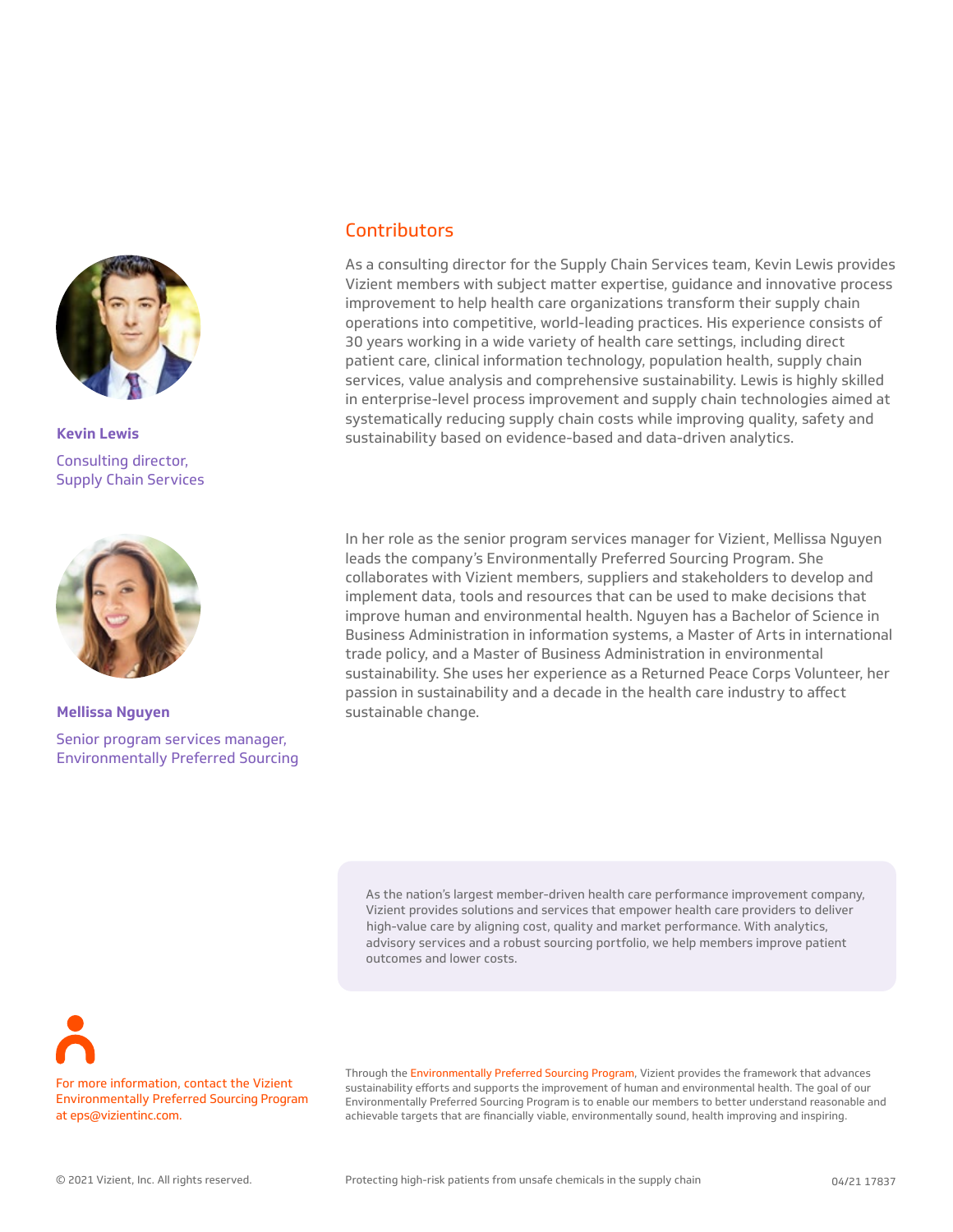## Contributors

**Kevin Lewis**

Consulting director, Supply Chain Services

As a consulting director for the Supply Chain Services team, Kevin Lewis provides Vizient members with subject matter expertise, guidance and innovative process improvement to help health care organizations transform their supply chain operations into competitive, world-leading practices. His experience consists of 30 years working in a wide variety of health care settings, including direct patient care, clinical information technology, population health, supply chain services, value analysis and comprehensive sustainability. Lewis is highly skilled in enterprise-level process improvement and supply chain technologies aimed at systematically reducing supply chain costs while improving quality, safety and sustainability based on evidence-based and data-driven analytics.

**Mellissa Nguyen**

Senior program services manager, Environmentally Preferred Sourcing

In her role as the senior program services manager for Vizient, Mellissa Nguyen leads the company's Environmentally Preferred Sourcing Program. She collaborates with Vizient members, suppliers and stakeholders to develop and implement data, tools and resources that can be used to make decisions that improve human and environmental health. Nguyen has a Bachelor of Science in Business Administration in information systems, a Master of Arts in international trade policy, and a Master of Business Administration in environmental sustainability. She uses her experience as a Returned Peace Corps Volunteer, her passion in sustainability and a decade in the health care industry to affect sustainable change.

As the nation's largest member-driven health care performance improvement company, Vizient provides solutions and services that empower health care providers to deliver high-value care by aligning cost, quality and market performance. With analytics, advisory services and a robust sourcing portfolio, we help members improve patient outcomes and lower costs.

For more information, contact the Vizient Environmentally Preferred Sourcing Program at eps@vizientinc.com.

Through the Environmentally Preferred Sourcing Program, Vizient provides the framework that advances sustainability efforts and supports the improvement of human and environmental health. The goal of our Environmentally Preferred Sourcing Program is to enable our members to better understand reasonable and achievable targets that are financially viable, environmentally sound, health improving and inspiring.

© 2021 Vizient, Inc. All rights reserved.

04/21 17837